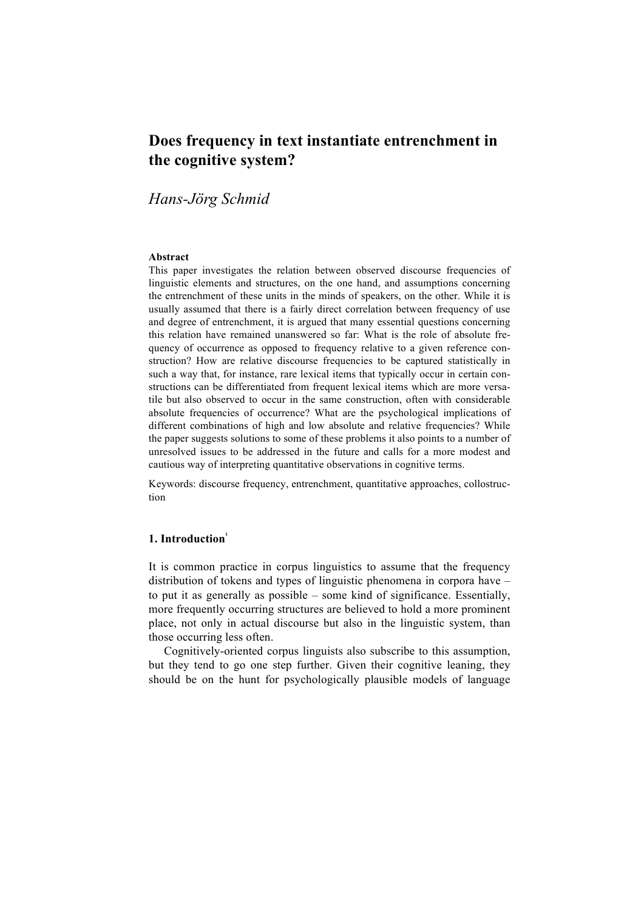# Does frequency in text instantiate entrenchment in the cognitive system?

*Hans-Jörg Schmid*

**Abstract**

This paper investigates the relation between observed discourse frequencies of linguistic elements and structures, on the one hand, and assumptions concerning the entrenchment of these units in the minds of speakers, on the other. While it is usually assumed that there is a fairly direct correlation between frequency of use and degree of entrenchment, it is argued that many essential questions concerning this relation have remained unanswered so far: What is the role of absolute frequency of occurrence as opposed to frequency relative to a given reference construction? How are relative discourse frequencies to be captured statistically in such a way that, for instance, rare lexical items that typically occur in certain constructions can be differentiated from frequent lexical items which are more versatile but also observed to occur in the same construction, often with considerable absolute frequencies of occurrence? What are the psychological implications of different combinations of high and low absolute and relative frequencies? While the paper suggests solutions to some of these problems it also points to a number of unresolved issues to be addressed in the future and calls for a more modest and cautious way of interpreting quantitative observations in cognitive terms.

Keywords: discourse frequency, entrenchment, quantitative approaches, collostruction

## 1. Introduction[1]

It is common practice in corpus linguistics to assume that the frequency distribution of tokens and types of linguistic phenomena in corpora have – to put it as generally as possible – some kind of significance. Essentially, more frequently occurring structures are believed to hold a more prominent place, not only in actual discourse but also in the linguistic system, than those occurring less often.

Cognitively-oriented corpus linguists also subscribe to this assumption, but they tend to go one step further. Given their cognitive leaning, they should be on the hunt for psychologically plausible models of language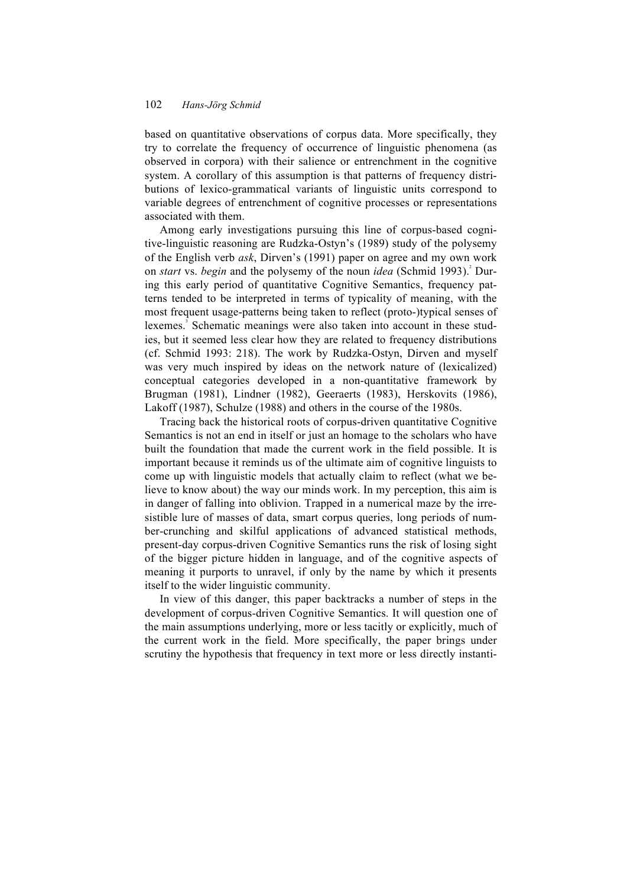based on quantitative observations of corpus data. More specifically, they try to correlate the frequency of occurrence of linguistic phenomena (as observed in corpora) with their salience or entrenchment in the cognitive system. A corollary of this assumption is that patterns of frequency distributions of lexico-grammatical variants of linguistic units correspond to variable degrees of entrenchment of cognitive processes or representations associated with them.

Among early investigations pursuing this line of corpus-based cognitive-linguistic reasoning are Rudzka-Ostyn's (1989) study of the polysemy of the English verb *ask*, Dirven's (1991) paper on agree and my own work on *start* vs. *begin* and the polysemy of the noun *idea* (Schmid 1993).[2] During this early period of quantitative Cognitive Semantics, frequency patterns tended to be interpreted in terms of typicality of meaning, with the most frequent usage-patterns being taken to reflect (proto-)typical senses of lexemes.[3] Schematic meanings were also taken into account in these studies, but it seemed less clear how they are related to frequency distributions (cf. Schmid 1993: 218). The work by Rudzka-Ostyn, Dirven and myself was very much inspired by ideas on the network nature of (lexicalized) conceptual categories developed in a non-quantitative framework by Brugman (1981), Lindner (1982), Geeraerts (1983), Herskovits (1986), Lakoff (1987), Schulze (1988) and others in the course of the 1980s.

Tracing back the historical roots of corpus-driven quantitative Cognitive Semantics is not an end in itself or just an homage to the scholars who have built the foundation that made the current work in the field possible. It is important because it reminds us of the ultimate aim of cognitive linguists to come up with linguistic models that actually claim to reflect (what we believe to know about) the way our minds work. In my perception, this aim is in danger of falling into oblivion. Trapped in a numerical maze by the irresistible lure of masses of data, smart corpus queries, long periods of number-crunching and skilful applications of advanced statistical methods, present-day corpus-driven Cognitive Semantics runs the risk of losing sight of the bigger picture hidden in language, and of the cognitive aspects of meaning it purports to unravel, if only by the name by which it presents itself to the wider linguistic community.

In view of this danger, this paper backtracks a number of steps in the development of corpus-driven Cognitive Semantics. It will question one of the main assumptions underlying, more or less tacitly or explicitly, much of the current work in the field. More specifically, the paper brings under scrutiny the hypothesis that frequency in text more or less directly instanti-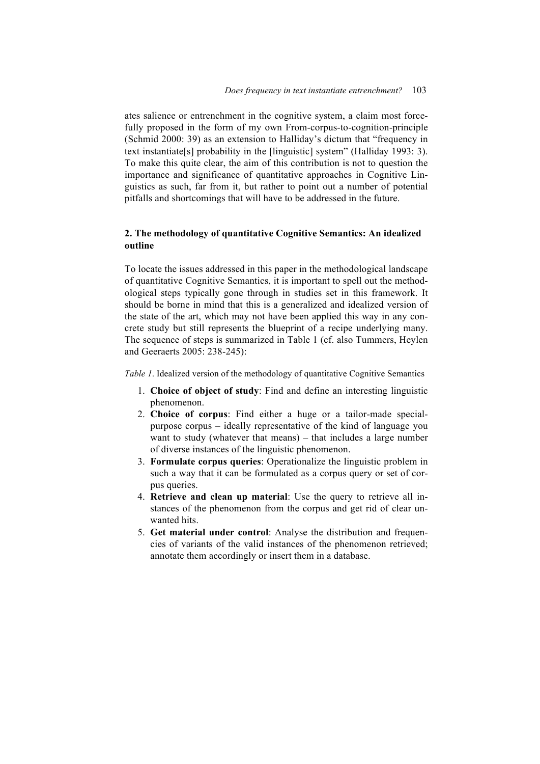ates salience or entrenchment in the cognitive system, a claim most forcefully proposed in the form of my own From-corpus-to-cognition-principle (Schmid 2000: 39) as an extension to Halliday's dictum that "frequency in text instantiate[s] probability in the [linguistic] system" (Halliday 1993: 3). To make this quite clear, the aim of this contribution is not to question the importance and significance of quantitative approaches in Cognitive Linguistics as such, far from it, but rather to point out a number of potential pitfalls and shortcomings that will have to be addressed in the future.

## 2. The methodology of quantitative Cognitive Semantics: An idealized outline

To locate the issues addressed in this paper in the methodological landscape of quantitative Cognitive Semantics, it is important to spell out the methodological steps typically gone through in studies set in this framework. It should be borne in mind that this is a generalized and idealized version of the state of the art, which may not have been applied this way in any concrete study but still represents the blueprint of a recipe underlying many. The sequence of steps is summarized in Table 1 (cf. also Tummers, Heylen and Geeraerts 2005: 238-245):

*Table 1*. Idealized version of the methodology of quantitative Cognitive Semantics

1. **Choice of object of study**: Find and define an interesting linguistic phenomenon.
2. **Choice of corpus**: Find either a huge or a tailor-made special-purpose corpus – ideally representative of the kind of language you want to study (whatever that means) – that includes a large number of diverse instances of the linguistic phenomenon.
3. **Formulate corpus queries**: Operationalize the linguistic problem in such a way that it can be formulated as a corpus query or set of corpus queries.
4. **Retrieve and clean up material**: Use the query to retrieve all instances of the phenomenon from the corpus and get rid of clear unwanted hits.
5. **Get material under control**: Analyse the distribution and frequencies of variants of the valid instances of the phenomenon retrieved; annotate them accordingly or insert them in a database.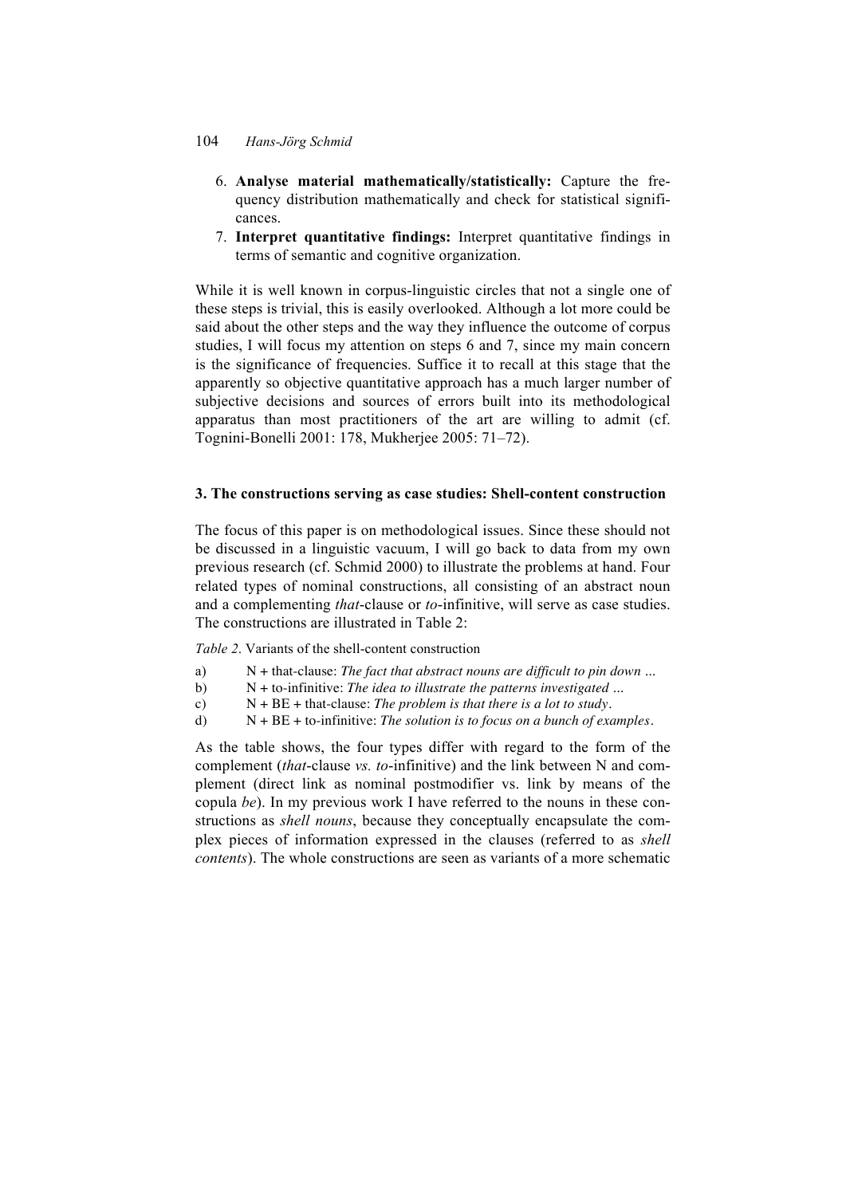6. **Analyse material mathematically/statistically:** Capture the frequency distribution mathematically and check for statistical significances.
7. **Interpret quantitative findings:** Interpret quantitative findings in terms of semantic and cognitive organization.

While it is well known in corpus-linguistic circles that not a single one of these steps is trivial, this is easily overlooked. Although a lot more could be said about the other steps and the way they influence the outcome of corpus studies, I will focus my attention on steps 6 and 7, since my main concern is the significance of frequencies. Suffice it to recall at this stage that the apparently so objective quantitative approach has a much larger number of subjective decisions and sources of errors built into its methodological apparatus than most practitioners of the art are willing to admit (cf. Tognini-Bonelli 2001: 178, Mukherjee 2005: 71–72).

## 3. The constructions serving as case studies: Shell-content construction

The focus of this paper is on methodological issues. Since these should not be discussed in a linguistic vacuum, I will go back to data from my own previous research (cf. Schmid 2000) to illustrate the problems at hand. Four related types of nominal constructions, all consisting of an abstract noun and a complementing *that*-clause or *to*-infinitive, will serve as case studies. The constructions are illustrated in Table 2:

*Table 2*. Variants of the shell-content construction

a) N + that-clause: *The fact that abstract nouns are difficult to pin down …*
b) N + to-infinitive: *The idea to illustrate the patterns investigated …*
c) N + BE + that-clause: *The problem is that there is a lot to study*.
d) N + BE + to-infinitive: *The solution is to focus on a bunch of examples*.

As the table shows, the four types differ with regard to the form of the complement (*that*-clause *vs. to*-infinitive) and the link between N and complement (direct link as nominal postmodifier vs. link by means of the copula *be*). In my previous work I have referred to the nouns in these constructions as *shell nouns*, because they conceptually encapsulate the complex pieces of information expressed in the clauses (referred to as *shell contents*). The whole constructions are seen as variants of a more schematic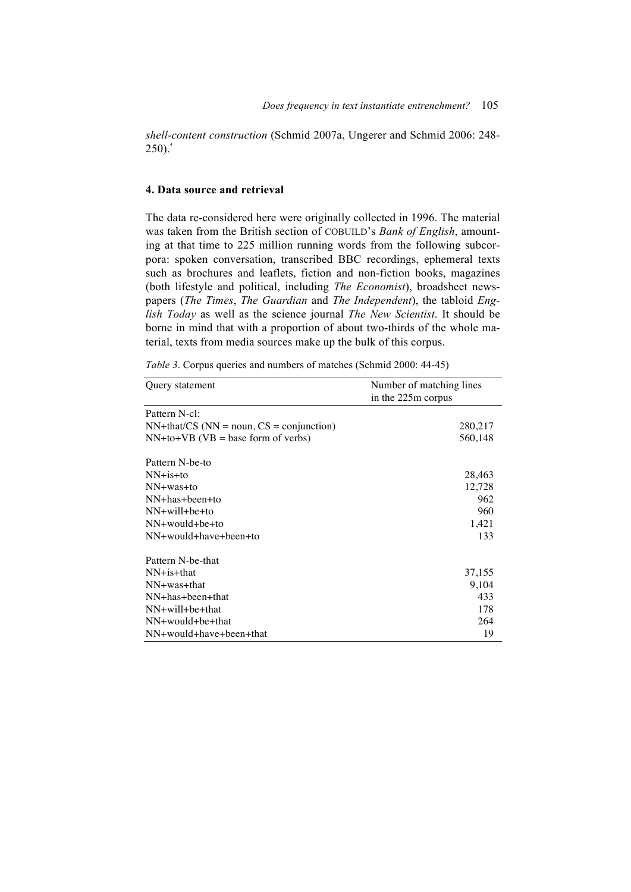*shell-content construction* (Schmid 2007a, Ungerer and Schmid 2006: 248-250).[4]

## 4. Data source and retrieval

The data re-considered here were originally collected in 1996. The material was taken from the British section of COBUILD's *Bank of English*, amounting at that time to 225 million running words from the following subcorpora: spoken conversation, transcribed BBC recordings, ephemeral texts such as brochures and leaflets, fiction and non-fiction books, magazines (both lifestyle and political, including *The Economist*), broadsheet newspapers (*The Times*, *The Guardian* and *The Independent*), the tabloid *English Today* as well as the science journal *The New Scientist*. It should be borne in mind that with a proportion of about two-thirds of the whole material, texts from media sources make up the bulk of this corpus.

*Table 3*. Corpus queries and numbers of matches (Schmid 2000: 44-45)

| Query statement | Number of matching lines in the 225m corpus |
|---|---|
| Pattern N-cl: | |
| NN+that/CS (NN = noun, CS = conjunction) | 280,217 |
| NN+to+VB (VB = base form of verbs) | 560,148 |
| | |
| Pattern N-be-to | |
| NN+is+to | 28,463 |
| NN+was+to | 12,728 |
| NN+has+been+to | 962 |
| NN+will+be+to | 960 |
| NN+would+be+to | 1,421 |
| NN+would+have+been+to | 133 |
| | |
| Pattern N-be-that | |
| NN+is+that | 37,155 |
| NN+was+that | 9,104 |
| NN+has+been+that | 433 |
| NN+will+be+that | 178 |
| NN+would+be+that | 264 |
| NN+would+have+been+that | 19 |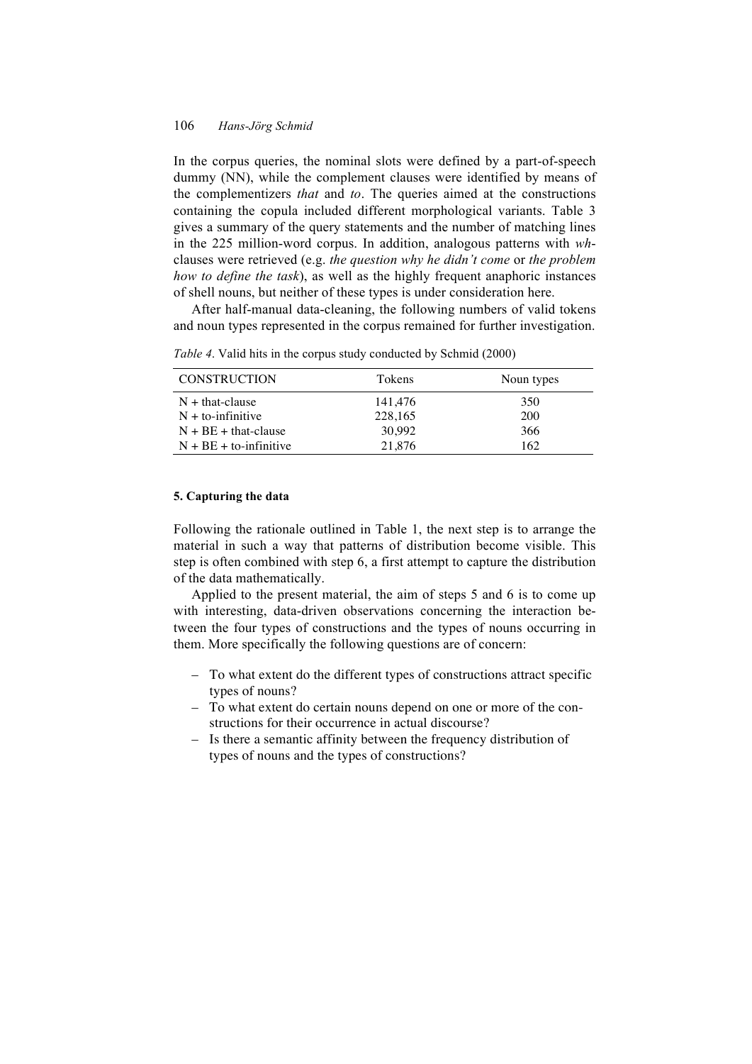In the corpus queries, the nominal slots were defined by a part-of-speech dummy (NN), while the complement clauses were identified by means of the complementizers *that* and *to*. The queries aimed at the constructions containing the copula included different morphological variants. Table 3 gives a summary of the query statements and the number of matching lines in the 225 million-word corpus. In addition, analogous patterns with *wh*-clauses were retrieved (e.g. *the question why he didn't come* or *the problem how to define the task*), as well as the highly frequent anaphoric instances of shell nouns, but neither of these types is under consideration here.

After half-manual data-cleaning, the following numbers of valid tokens and noun types represented in the corpus remained for further investigation.

*Table 4*. Valid hits in the corpus study conducted by Schmid (2000)

| CONSTRUCTION | Tokens | Noun types |
|---|---|---|
| N + that-clause | 141,476 | 350 |
| N + to-infinitive | 228,165 | 200 |
| N + BE + that-clause | 30,992 | 366 |
| N + BE + to-infinitive | 21,876 | 162 |

#### 5. Capturing the data

Following the rationale outlined in Table 1, the next step is to arrange the material in such a way that patterns of distribution become visible. This step is often combined with step 6, a first attempt to capture the distribution of the data mathematically.

Applied to the present material, the aim of steps 5 and 6 is to come up with interesting, data-driven observations concerning the interaction between the four types of constructions and the types of nouns occurring in them. More specifically the following questions are of concern:

- To what extent do the different types of constructions attract specific types of nouns?
- To what extent do certain nouns depend on one or more of the constructions for their occurrence in actual discourse?
- Is there a semantic affinity between the frequency distribution of types of nouns and the types of constructions?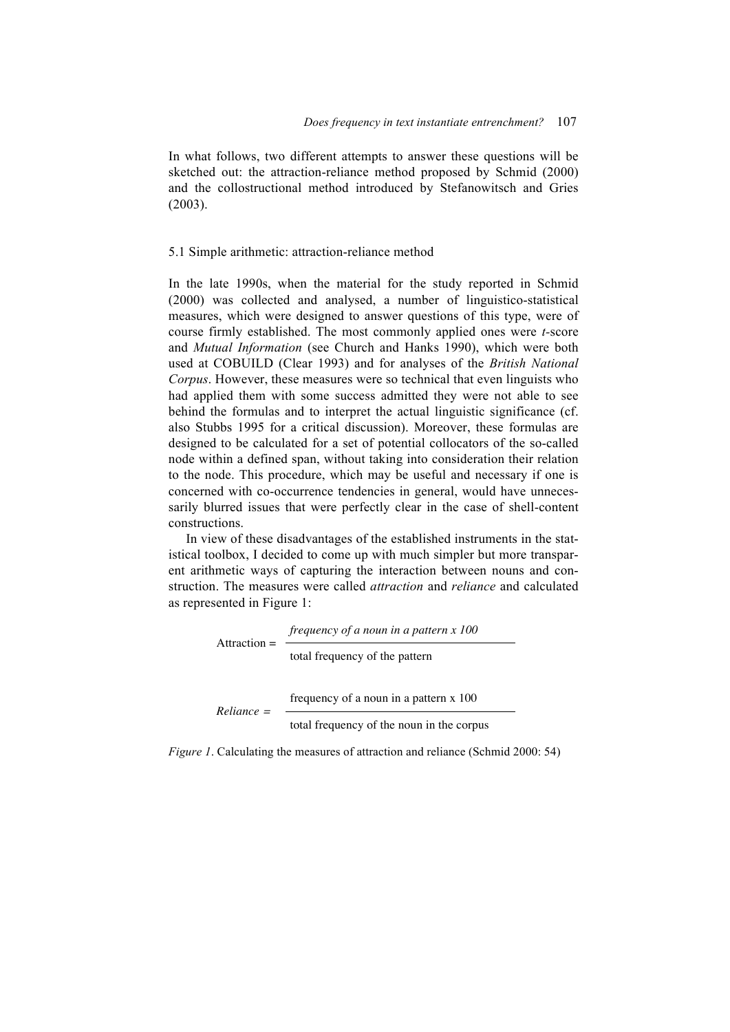In what follows, two different attempts to answer these questions will be sketched out: the attraction-reliance method proposed by Schmid (2000) and the collostructional method introduced by Stefanowitsch and Gries (2003).

### 5.1 Simple arithmetic: attraction-reliance method

In the late 1990s, when the material for the study reported in Schmid (2000) was collected and analysed, a number of linguistico-statistical measures, which were designed to answer questions of this type, were of course firmly established. The most commonly applied ones were *t*-score and *Mutual Information* (see Church and Hanks 1990), which were both used at COBUILD (Clear 1993) and for analyses of the *British National Corpus*. However, these measures were so technical that even linguists who had applied them with some success admitted they were not able to see behind the formulas and to interpret the actual linguistic significance (cf. also Stubbs 1995 for a critical discussion). Moreover, these formulas are designed to be calculated for a set of potential collocators of the so-called node within a defined span, without taking into consideration their relation to the node. This procedure, which may be useful and necessary if one is concerned with co-occurrence tendencies in general, would have unnecessarily blurred issues that were perfectly clear in the case of shell-content constructions.

In view of these disadvantages of the established instruments in the statistical toolbox, I decided to come up with much simpler but more transparent arithmetic ways of capturing the interaction between nouns and construction. The measures were called *attraction* and *reliance* and calculated as represented in Figure 1:

$$\text{Attraction} = \frac{\textit{frequency of a noun in a pattern x 100}}{\text{total frequency of the pattern}}$$

$$\textit{Reliance} = \frac{\text{frequency of a noun in a pattern x 100}}{\text{total frequency of the noun in the corpus}}$$

*Figure 1*. Calculating the measures of attraction and reliance (Schmid 2000: 54)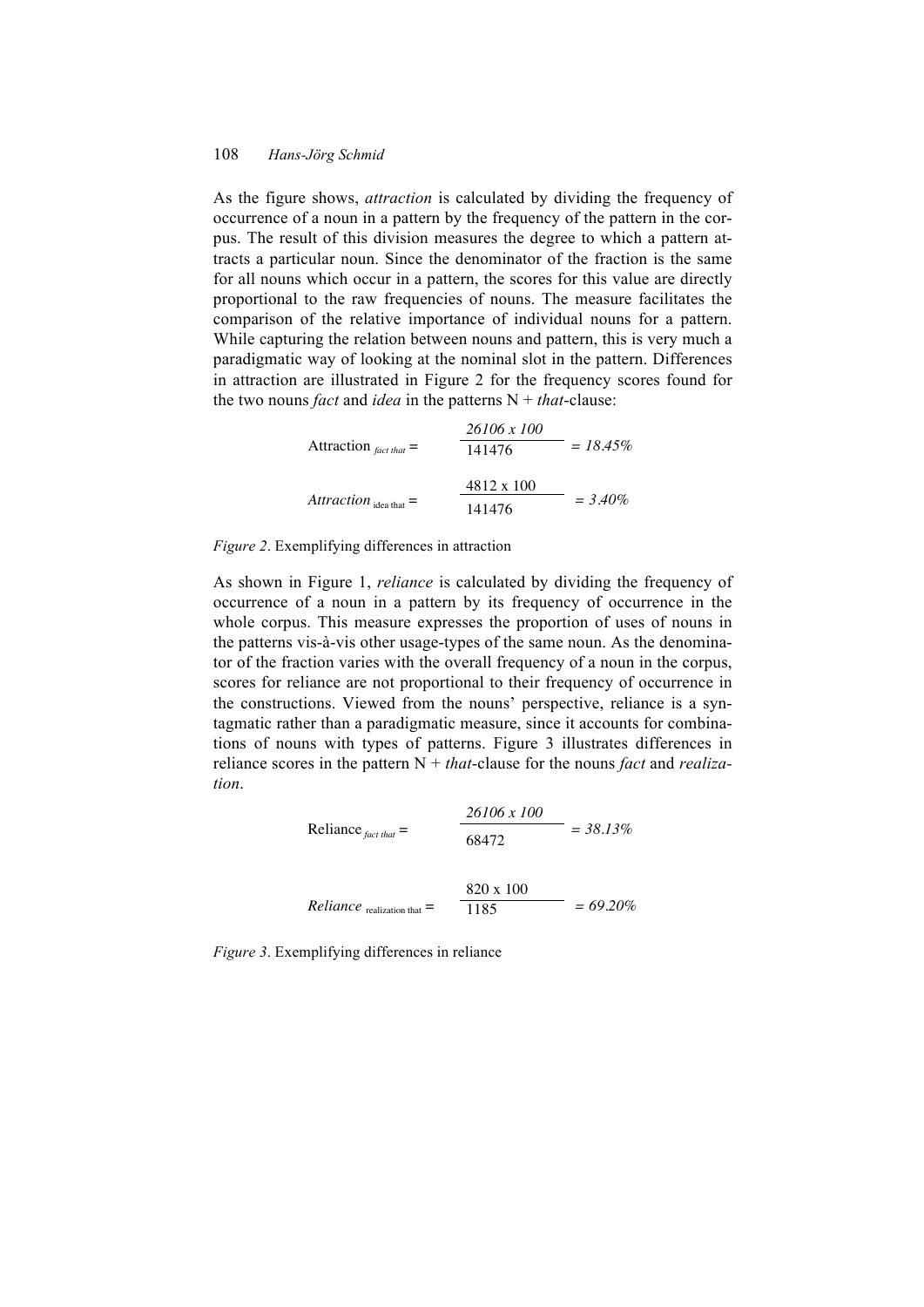As the figure shows, *attraction* is calculated by dividing the frequency of occurrence of a noun in a pattern by the frequency of the pattern in the corpus. The result of this division measures the degree to which a pattern attracts a particular noun. Since the denominator of the fraction is the same for all nouns which occur in a pattern, the scores for this value are directly proportional to the raw frequencies of nouns. The measure facilitates the comparison of the relative importance of individual nouns for a pattern. While capturing the relation between nouns and pattern, this is very much a paradigmatic way of looking at the nominal slot in the pattern. Differences in attraction are illustrated in Figure 2 for the frequency scores found for the two nouns *fact* and *idea* in the patterns N + *that*-clause:

$$\text{Attraction}_{\textit{fact that}} = \frac{26106 \times 100}{141476} = 18.45\%$$

$$\textit{Attraction}_{\text{idea that}} = \frac{4812 \times 100}{141476} = 3.40\%$$

*Figure 2*. Exemplifying differences in attraction

As shown in Figure 1, *reliance* is calculated by dividing the frequency of occurrence of a noun in a pattern by its frequency of occurrence in the whole corpus. This measure expresses the proportion of uses of nouns in the patterns vis-à-vis other usage-types of the same noun. As the denominator of the fraction varies with the overall frequency of a noun in the corpus, scores for reliance are not proportional to their frequency of occurrence in the constructions. Viewed from the nouns' perspective, reliance is a syntagmatic rather than a paradigmatic measure, since it accounts for combinations of nouns with types of patterns. Figure 3 illustrates differences in reliance scores in the pattern N + *that*-clause for the nouns *fact* and *realization*.

$$\text{Reliance}_{\textit{fact that}} = \frac{26106 \times 100}{68472} = 38.13\%$$

$$\textit{Reliance}_{\text{realization that}} = \frac{820 \times 100}{1185} = 69.20\%$$

*Figure 3*. Exemplifying differences in reliance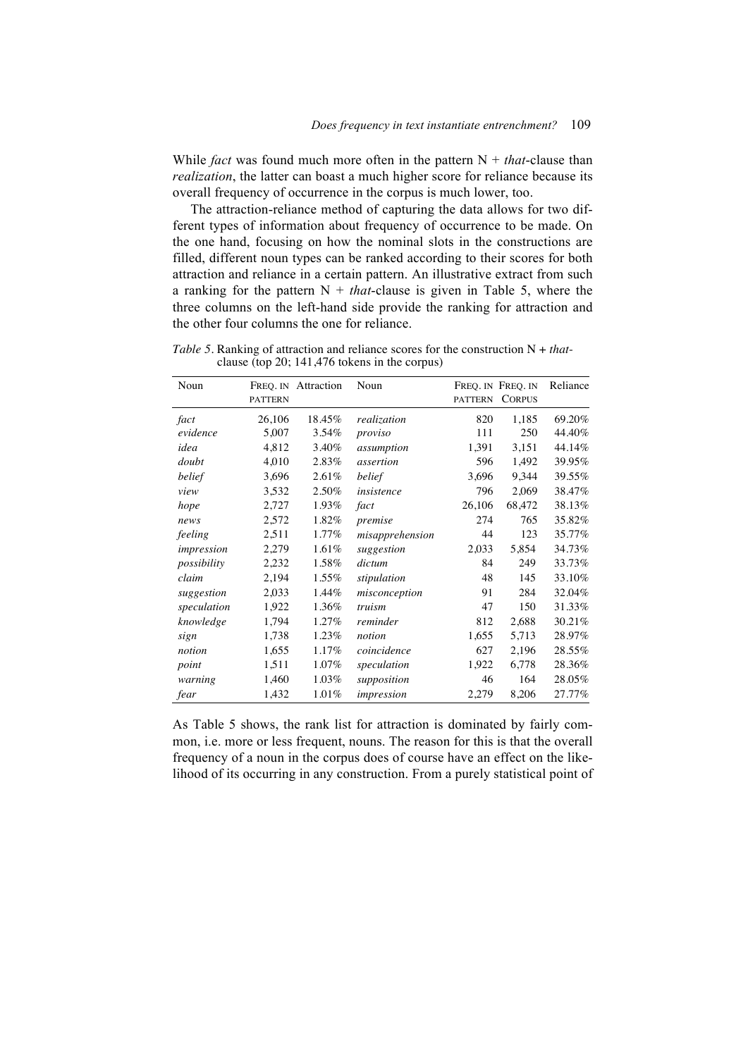While *fact* was found much more often in the pattern N + *that*-clause than *realization*, the latter can boast a much higher score for reliance because its overall frequency of occurrence in the corpus is much lower, too.

The attraction-reliance method of capturing the data allows for two different types of information about frequency of occurrence to be made. On the one hand, focusing on how the nominal slots in the constructions are filled, different noun types can be ranked according to their scores for both attraction and reliance in a certain pattern. An illustrative extract from such a ranking for the pattern N + *that*-clause is given in Table 5, where the three columns on the left-hand side provide the ranking for attraction and the other four columns the one for reliance.

*Table 5*. Ranking of attraction and reliance scores for the construction N + *that*-clause (top 20; 141,476 tokens in the corpus)

| Noun | FREQ. IN PATTERN | Attraction | Noun | FREQ. IN PATTERN | FREQ. IN CORPUS | Reliance |
|---|---|---|---|---|---|---|
| *fact* | 26,106 | 18.45% | *realization* | 820 | 1,185 | 69.20% |
| *evidence* | 5,007 | 3.54% | *proviso* | 111 | 250 | 44.40% |
| *idea* | 4,812 | 3.40% | *assumption* | 1,391 | 3,151 | 44.14% |
| *doubt* | 4,010 | 2.83% | *assertion* | 596 | 1,492 | 39.95% |
| *belief* | 3,696 | 2.61% | *belief* | 3,696 | 9,344 | 39.55% |
| *view* | 3,532 | 2.50% | *insistence* | 796 | 2,069 | 38.47% |
| *hope* | 2,727 | 1.93% | *fact* | 26,106 | 68,472 | 38.13% |
| *news* | 2,572 | 1.82% | *premise* | 274 | 765 | 35.82% |
| *feeling* | 2,511 | 1.77% | *misapprehension* | 44 | 123 | 35.77% |
| *impression* | 2,279 | 1.61% | *suggestion* | 2,033 | 5,854 | 34.73% |
| *possibility* | 2,232 | 1.58% | *dictum* | 84 | 249 | 33.73% |
| *claim* | 2,194 | 1.55% | *stipulation* | 48 | 145 | 33.10% |
| *suggestion* | 2,033 | 1.44% | *misconception* | 91 | 284 | 32.04% |
| *speculation* | 1,922 | 1.36% | *truism* | 47 | 150 | 31.33% |
| *knowledge* | 1,794 | 1.27% | *reminder* | 812 | 2,688 | 30.21% |
| *sign* | 1,738 | 1.23% | *notion* | 1,655 | 5,713 | 28.97% |
| *notion* | 1,655 | 1.17% | *coincidence* | 627 | 2,196 | 28.55% |
| *point* | 1,511 | 1.07% | *speculation* | 1,922 | 6,778 | 28.36% |
| *warning* | 1,460 | 1.03% | *supposition* | 46 | 164 | 28.05% |
| *fear* | 1,432 | 1.01% | *impression* | 2,279 | 8,206 | 27.77% |

As Table 5 shows, the rank list for attraction is dominated by fairly common, i.e. more or less frequent, nouns. The reason for this is that the overall frequency of a noun in the corpus does of course have an effect on the likelihood of its occurring in any construction. From a purely statistical point of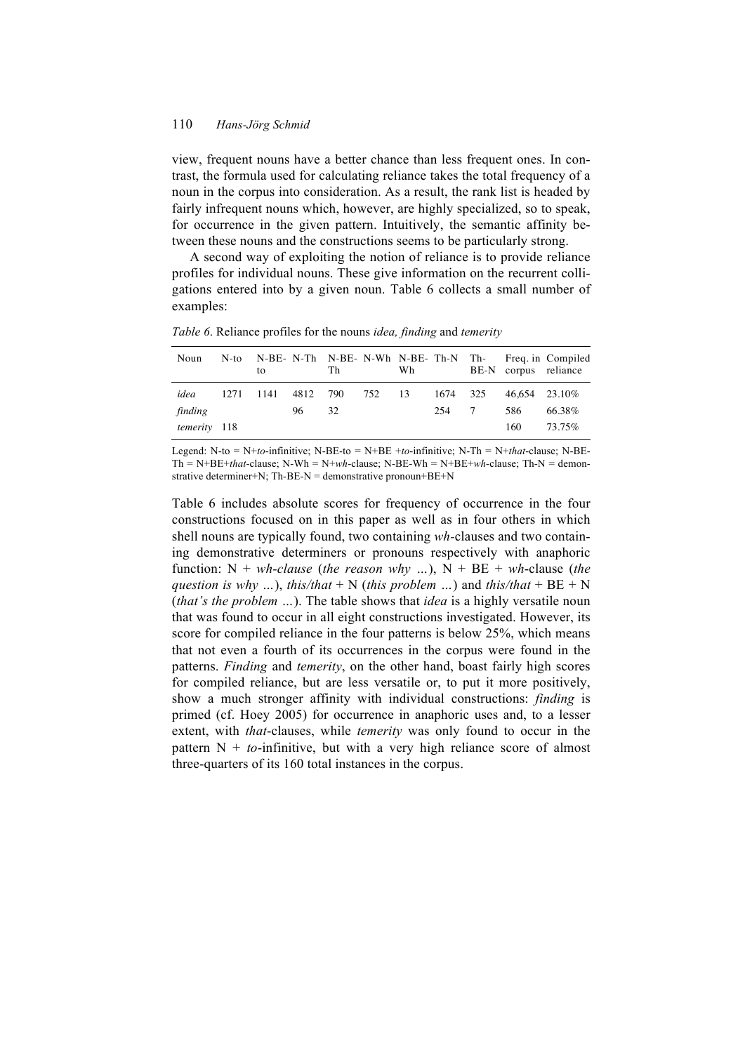view, frequent nouns have a better chance than less frequent ones. In contrast, the formula used for calculating reliance takes the total frequency of a noun in the corpus into consideration. As a result, the rank list is headed by fairly infrequent nouns which, however, are highly specialized, so to speak, for occurrence in the given pattern. Intuitively, the semantic affinity between these nouns and the constructions seems to be particularly strong.

A second way of exploiting the notion of reliance is to provide reliance profiles for individual nouns. These give information on the recurrent colligations entered into by a given noun. Table 6 collects a small number of examples:

*Table 6*. Reliance profiles for the nouns *idea, finding* and *temerity*

| Noun | N-to | N-BE-to | N-Th | N-BE-Th | N-Wh | N-BE-Wh | Th-N | Th-BE-N | Freq. in corpus | Compiled reliance |
|---|---|---|---|---|---|---|---|---|---|---|
| *idea* | 1271 | 1141 | 4812 | 790 | 752 | 13 | 1674 | 325 | 46,654 | 23.10% |
| *finding* | | | 96 | 32 | | | 254 | 7 | 586 | 66.38% |
| *temerity* | 118 | | | | | | | | 160 | 73.75% |

Legend: N-to = N+*to*-infinitive; N-BE-to = N+BE +*to*-infinitive; N-Th = N+*that*-clause; N-BE-Th = N+BE+*that*-clause; N-Wh = N+*wh*-clause; N-BE-Wh = N+BE+*wh*-clause; Th-N = demonstrative determiner+N; Th-BE-N = demonstrative pronoun+BE+N

Table 6 includes absolute scores for frequency of occurrence in the four constructions focused on in this paper as well as in four others in which shell nouns are typically found, two containing *wh*-clauses and two containing demonstrative determiners or pronouns respectively with anaphoric function: N + *wh-clause* (*the reason why …*), N + BE + *wh*-clause (*the question is why …*), *this/that* + N (*this problem …*) and *this/that* + BE + N (*that's the problem …*). The table shows that *idea* is a highly versatile noun that was found to occur in all eight constructions investigated. However, its score for compiled reliance in the four patterns is below 25%, which means that not even a fourth of its occurrences in the corpus were found in the patterns. *Finding* and *temerity*, on the other hand, boast fairly high scores for compiled reliance, but are less versatile or, to put it more positively, show a much stronger affinity with individual constructions: *finding* is primed (cf. Hoey 2005) for occurrence in anaphoric uses and, to a lesser extent, with *that*-clauses, while *temerity* was only found to occur in the pattern N + *to*-infinitive, but with a very high reliance score of almost three-quarters of its 160 total instances in the corpus.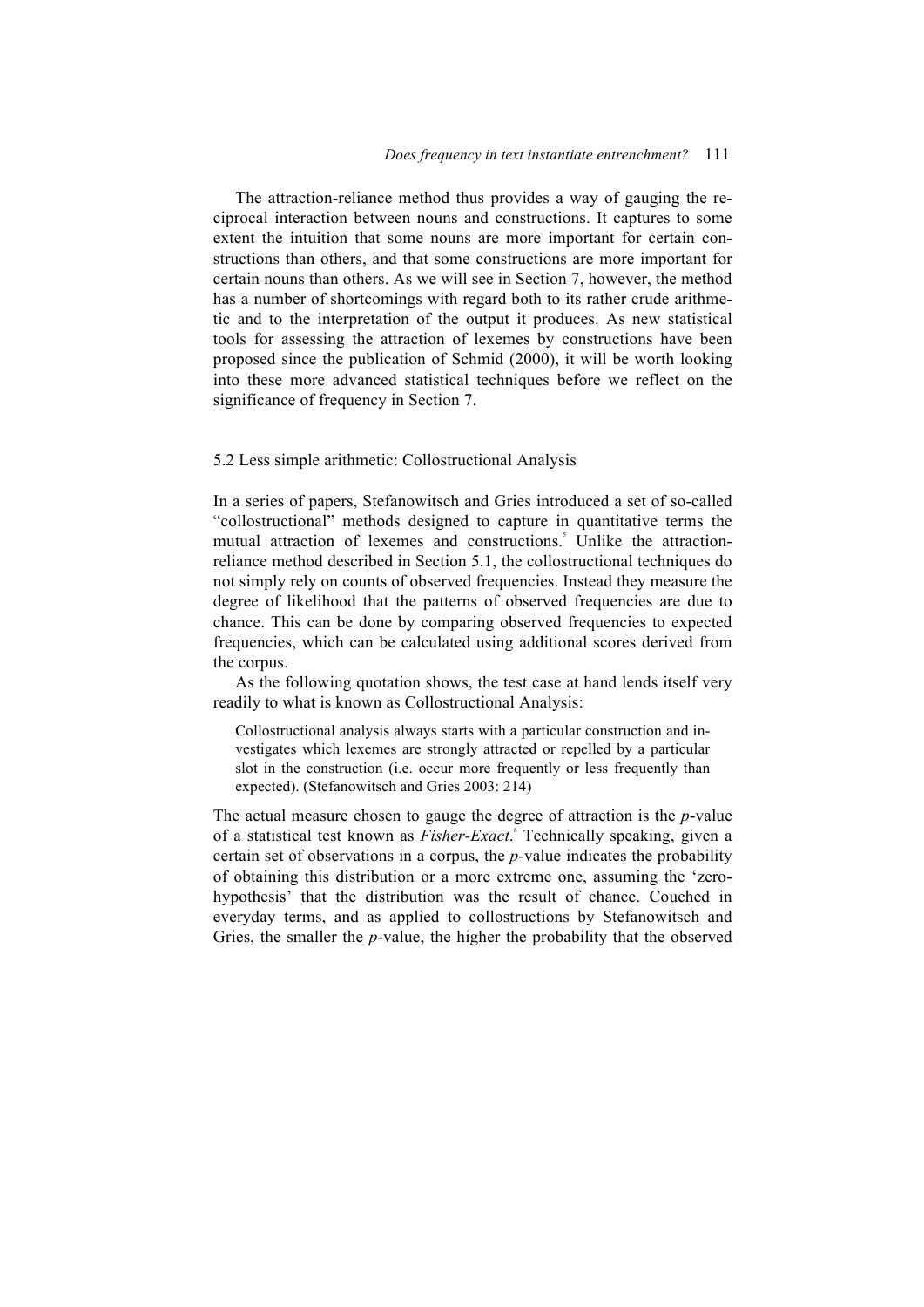The attraction-reliance method thus provides a way of gauging the reciprocal interaction between nouns and constructions. It captures to some extent the intuition that some nouns are more important for certain constructions than others, and that some constructions are more important for certain nouns than others. As we will see in Section 7, however, the method has a number of shortcomings with regard both to its rather crude arithmetic and to the interpretation of the output it produces. As new statistical tools for assessing the attraction of lexemes by constructions have been proposed since the publication of Schmid (2000), it will be worth looking into these more advanced statistical techniques before we reflect on the significance of frequency in Section 7.

### 5.2 Less simple arithmetic: Collostructional Analysis

In a series of papers, Stefanowitsch and Gries introduced a set of so-called "collostructional" methods designed to capture in quantitative terms the mutual attraction of lexemes and constructions.[5] Unlike the attraction-reliance method described in Section 5.1, the collostructional techniques do not simply rely on counts of observed frequencies. Instead they measure the degree of likelihood that the patterns of observed frequencies are due to chance. This can be done by comparing observed frequencies to expected frequencies, which can be calculated using additional scores derived from the corpus.

As the following quotation shows, the test case at hand lends itself very readily to what is known as Collostructional Analysis:

> Collostructional analysis always starts with a particular construction and investigates which lexemes are strongly attracted or repelled by a particular slot in the construction (i.e. occur more frequently or less frequently than expected). (Stefanowitsch and Gries 2003: 214)

The actual measure chosen to gauge the degree of attraction is the *p*-value of a statistical test known as *Fisher-Exact*.[6] Technically speaking, given a certain set of observations in a corpus, the *p*-value indicates the probability of obtaining this distribution or a more extreme one, assuming the 'zero-hypothesis' that the distribution was the result of chance. Couched in everyday terms, and as applied to collostructions by Stefanowitsch and Gries, the smaller the *p*-value, the higher the probability that the observed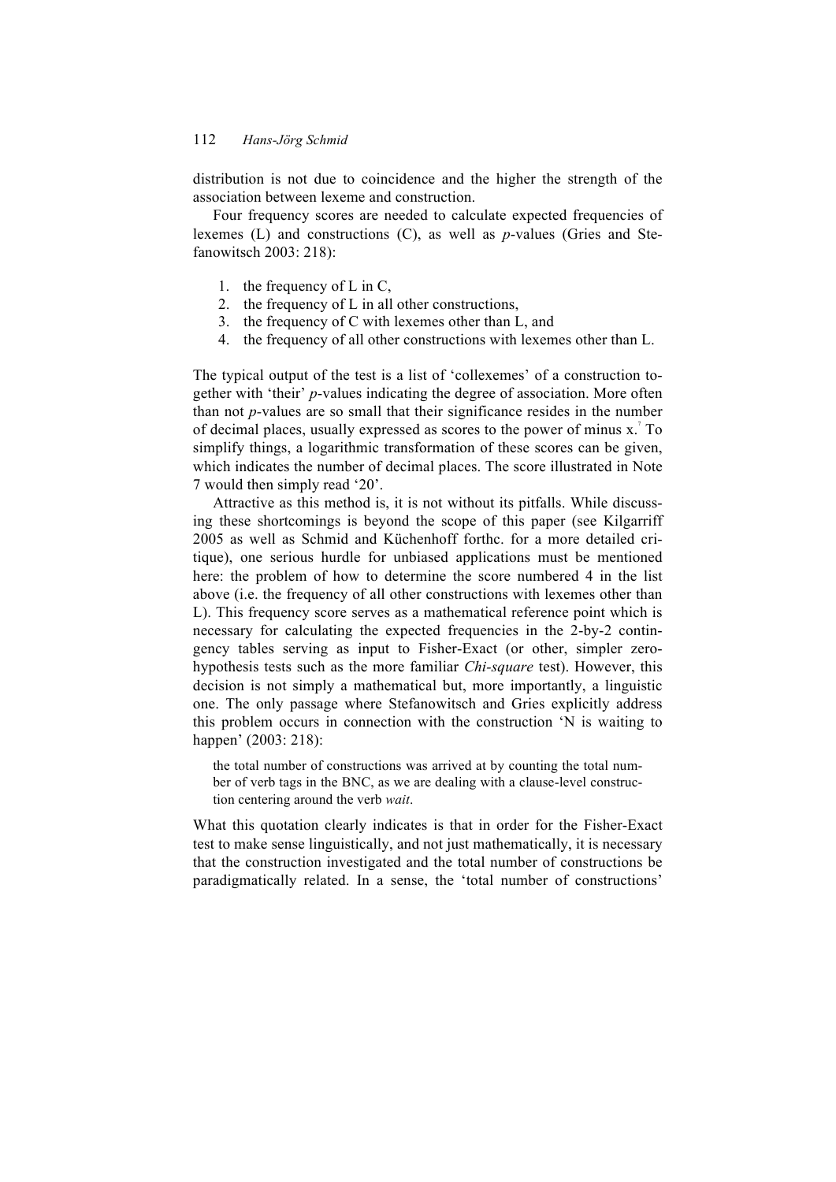distribution is not due to coincidence and the higher the strength of the association between lexeme and construction.

Four frequency scores are needed to calculate expected frequencies of lexemes (L) and constructions (C), as well as *p*-values (Gries and Stefanowitsch 2003: 218):

1. the frequency of L in C,
2. the frequency of L in all other constructions,
3. the frequency of C with lexemes other than L, and
4. the frequency of all other constructions with lexemes other than L.

The typical output of the test is a list of 'collexemes' of a construction together with 'their' *p*-values indicating the degree of association. More often than not *p*-values are so small that their significance resides in the number of decimal places, usually expressed as scores to the power of minus x.[7] To simplify things, a logarithmic transformation of these scores can be given, which indicates the number of decimal places. The score illustrated in Note 7 would then simply read '20'.

Attractive as this method is, it is not without its pitfalls. While discussing these shortcomings is beyond the scope of this paper (see Kilgarriff 2005 as well as Schmid and Küchenhoff forthc. for a more detailed critique), one serious hurdle for unbiased applications must be mentioned here: the problem of how to determine the score numbered 4 in the list above (i.e. the frequency of all other constructions with lexemes other than L). This frequency score serves as a mathematical reference point which is necessary for calculating the expected frequencies in the 2-by-2 contingency tables serving as input to Fisher-Exact (or other, simpler zero-hypothesis tests such as the more familiar *Chi-square* test). However, this decision is not simply a mathematical but, more importantly, a linguistic one. The only passage where Stefanowitsch and Gries explicitly address this problem occurs in connection with the construction 'N is waiting to happen' (2003: 218):

> the total number of constructions was arrived at by counting the total number of verb tags in the BNC, as we are dealing with a clause-level construction centering around the verb *wait*.

What this quotation clearly indicates is that in order for the Fisher-Exact test to make sense linguistically, and not just mathematically, it is necessary that the construction investigated and the total number of constructions be paradigmatically related. In a sense, the 'total number of constructions'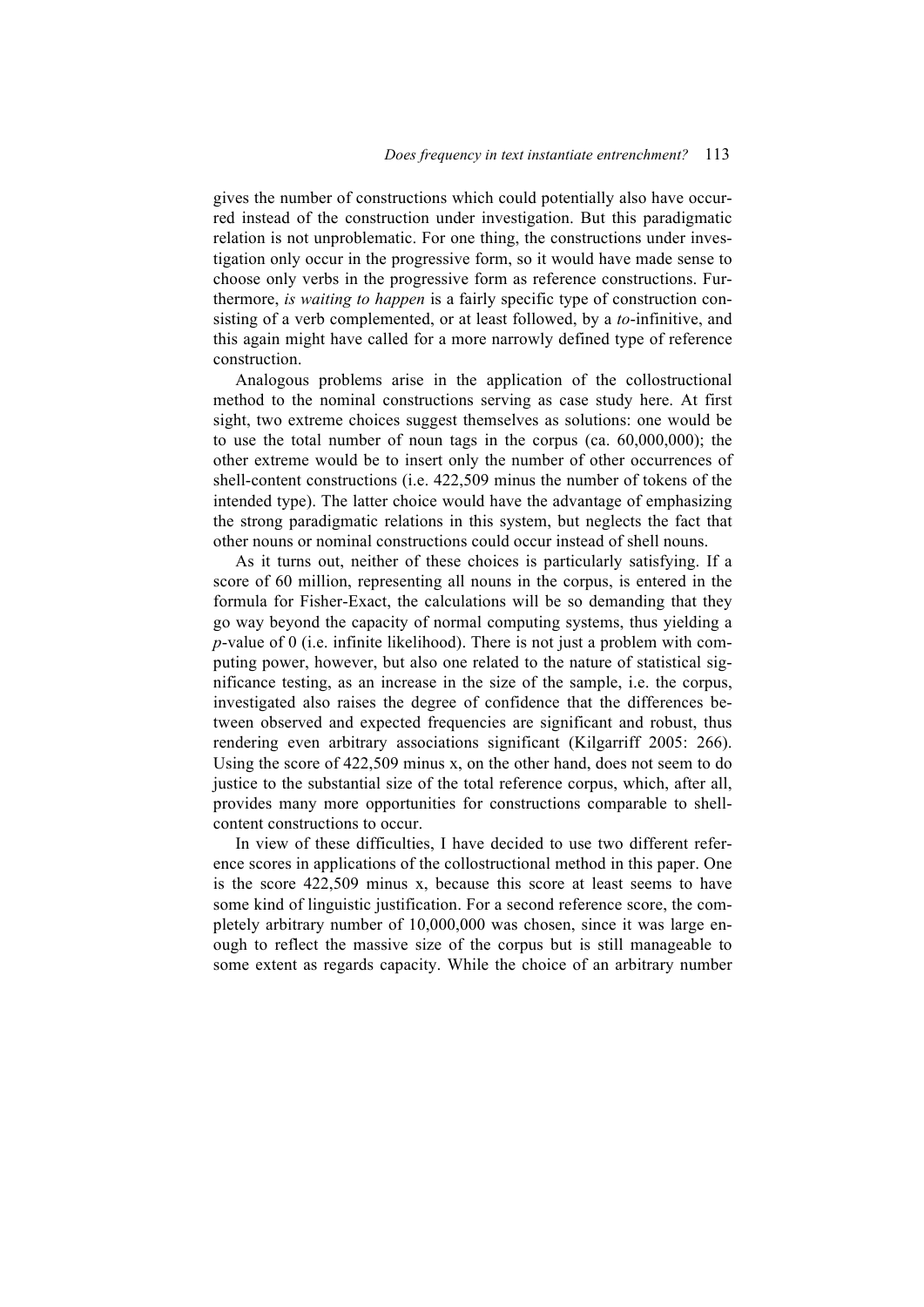gives the number of constructions which could potentially also have occurred instead of the construction under investigation. But this paradigmatic relation is not unproblematic. For one thing, the constructions under investigation only occur in the progressive form, so it would have made sense to choose only verbs in the progressive form as reference constructions. Furthermore, *is waiting to happen* is a fairly specific type of construction consisting of a verb complemented, or at least followed, by a *to*-infinitive, and this again might have called for a more narrowly defined type of reference construction.

Analogous problems arise in the application of the collostructional method to the nominal constructions serving as case study here. At first sight, two extreme choices suggest themselves as solutions: one would be to use the total number of noun tags in the corpus (ca. 60,000,000); the other extreme would be to insert only the number of other occurrences of shell-content constructions (i.e. 422,509 minus the number of tokens of the intended type). The latter choice would have the advantage of emphasizing the strong paradigmatic relations in this system, but neglects the fact that other nouns or nominal constructions could occur instead of shell nouns.

As it turns out, neither of these choices is particularly satisfying. If a score of 60 million, representing all nouns in the corpus, is entered in the formula for Fisher-Exact, the calculations will be so demanding that they go way beyond the capacity of normal computing systems, thus yielding a *p*-value of 0 (i.e. infinite likelihood). There is not just a problem with computing power, however, but also one related to the nature of statistical significance testing, as an increase in the size of the sample, i.e. the corpus, investigated also raises the degree of confidence that the differences between observed and expected frequencies are significant and robust, thus rendering even arbitrary associations significant (Kilgarriff 2005: 266). Using the score of 422,509 minus x, on the other hand, does not seem to do justice to the substantial size of the total reference corpus, which, after all, provides many more opportunities for constructions comparable to shell-content constructions to occur.

In view of these difficulties, I have decided to use two different reference scores in applications of the collostructional method in this paper. One is the score 422,509 minus x, because this score at least seems to have some kind of linguistic justification. For a second reference score, the completely arbitrary number of 10,000,000 was chosen, since it was large enough to reflect the massive size of the corpus but is still manageable to some extent as regards capacity. While the choice of an arbitrary number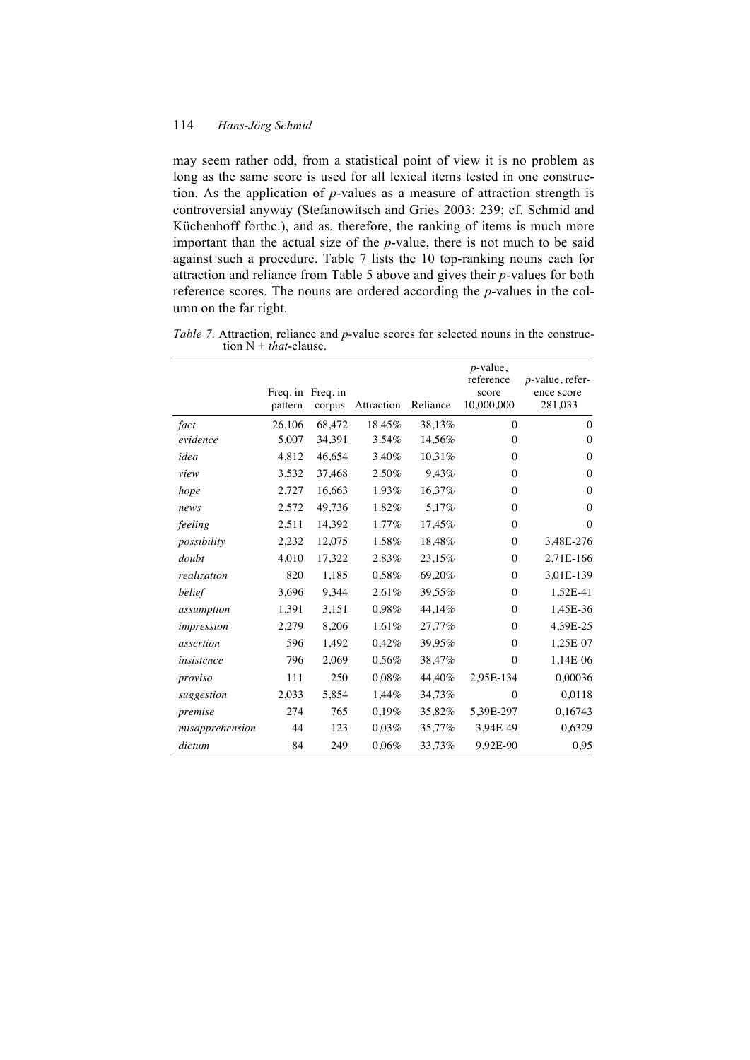may seem rather odd, from a statistical point of view it is no problem as long as the same score is used for all lexical items tested in one construction. As the application of *p*-values as a measure of attraction strength is controversial anyway (Stefanowitsch and Gries 2003: 239; cf. Schmid and Küchenhoff forthc.), and as, therefore, the ranking of items is much more important than the actual size of the *p*-value, there is not much to be said against such a procedure. Table 7 lists the 10 top-ranking nouns each for attraction and reliance from Table 5 above and gives their *p*-values for both reference scores. The nouns are ordered according the *p*-values in the column on the far right.

*Table 7*. Attraction, reliance and *p*-value scores for selected nouns in the construction N + *that*-clause.

| | Freq. in pattern | Freq. in corpus | Attraction | Reliance | *p*-value, reference score 10,000,000 | *p*-value, reference score 281,033 |
|---|---|---|---|---|---|---|
| *fact* | 26,106 | 68,472 | 18.45% | 38,13% | 0 | 0 |
| *evidence* | 5,007 | 34,391 | 3.54% | 14,56% | 0 | 0 |
| *idea* | 4,812 | 46,654 | 3.40% | 10,31% | 0 | 0 |
| *view* | 3,532 | 37,468 | 2.50% | 9,43% | 0 | 0 |
| *hope* | 2,727 | 16,663 | 1.93% | 16,37% | 0 | 0 |
| *news* | 2,572 | 49,736 | 1.82% | 5,17% | 0 | 0 |
| *feeling* | 2,511 | 14,392 | 1.77% | 17,45% | 0 | 0 |
| *possibility* | 2,232 | 12,075 | 1.58% | 18,48% | 0 | 3,48E-276 |
| *doubt* | 4,010 | 17,322 | 2.83% | 23,15% | 0 | 2,71E-166 |
| *realization* | 820 | 1,185 | 0,58% | 69,20% | 0 | 3,01E-139 |
| *belief* | 3,696 | 9,344 | 2.61% | 39,55% | 0 | 1,52E-41 |
| *assumption* | 1,391 | 3,151 | 0,98% | 44,14% | 0 | 1,45E-36 |
| *impression* | 2,279 | 8,206 | 1.61% | 27,77% | 0 | 4,39E-25 |
| *assertion* | 596 | 1,492 | 0,42% | 39,95% | 0 | 1,25E-07 |
| *insistence* | 796 | 2,069 | 0,56% | 38,47% | 0 | 1,14E-06 |
| *proviso* | 111 | 250 | 0,08% | 44,40% | 2,95E-134 | 0,00036 |
| *suggestion* | 2,033 | 5,854 | 1,44% | 34,73% | 0 | 0,0118 |
| *premise* | 274 | 765 | 0,19% | 35,82% | 5,39E-297 | 0,16743 |
| *misapprehension* | 44 | 123 | 0,03% | 35,77% | 3,94E-49 | 0,6329 |
| *dictum* | 84 | 249 | 0,06% | 33,73% | 9,92E-90 | 0,95 |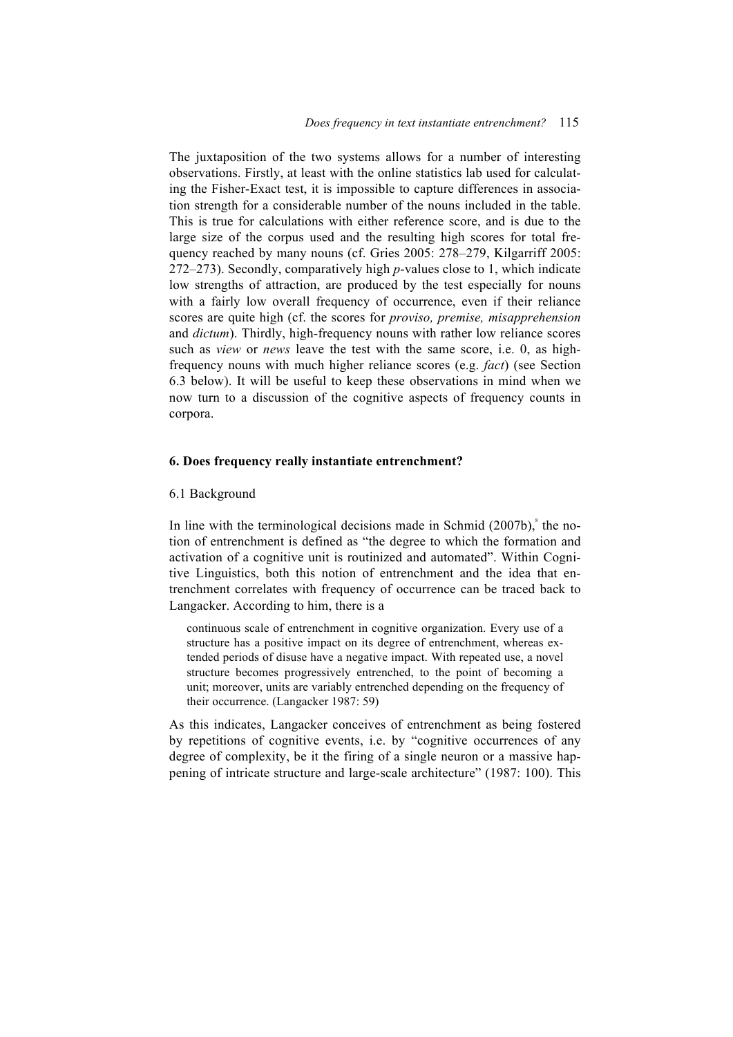The juxtaposition of the two systems allows for a number of interesting observations. Firstly, at least with the online statistics lab used for calculating the Fisher-Exact test, it is impossible to capture differences in association strength for a considerable number of the nouns included in the table. This is true for calculations with either reference score, and is due to the large size of the corpus used and the resulting high scores for total frequency reached by many nouns (cf. Gries 2005: 278–279, Kilgarriff 2005: 272–273). Secondly, comparatively high $p$-values close to 1, which indicate low strengths of attraction, are produced by the test especially for nouns with a fairly low overall frequency of occurrence, even if their reliance scores are quite high (cf. the scores for *proviso, premise, misapprehension* and *dictum*). Thirdly, high-frequency nouns with rather low reliance scores such as *view* or *news* leave the test with the same score, i.e. 0, as high-frequency nouns with much higher reliance scores (e.g. *fact*) (see Section 6.3 below). It will be useful to keep these observations in mind when we now turn to a discussion of the cognitive aspects of frequency counts in corpora.

## 6. Does frequency really instantiate entrenchment?

### 6.1 Background

In line with the terminological decisions made in Schmid (2007b),[8] the notion of entrenchment is defined as "the degree to which the formation and activation of a cognitive unit is routinized and automated". Within Cognitive Linguistics, both this notion of entrenchment and the idea that entrenchment correlates with frequency of occurrence can be traced back to Langacker. According to him, there is a

> continuous scale of entrenchment in cognitive organization. Every use of a structure has a positive impact on its degree of entrenchment, whereas extended periods of disuse have a negative impact. With repeated use, a novel structure becomes progressively entrenched, to the point of becoming a unit; moreover, units are variably entrenched depending on the frequency of their occurrence. (Langacker 1987: 59)

As this indicates, Langacker conceives of entrenchment as being fostered by repetitions of cognitive events, i.e. by "cognitive occurrences of any degree of complexity, be it the firing of a single neuron or a massive happening of intricate structure and large-scale architecture" (1987: 100). This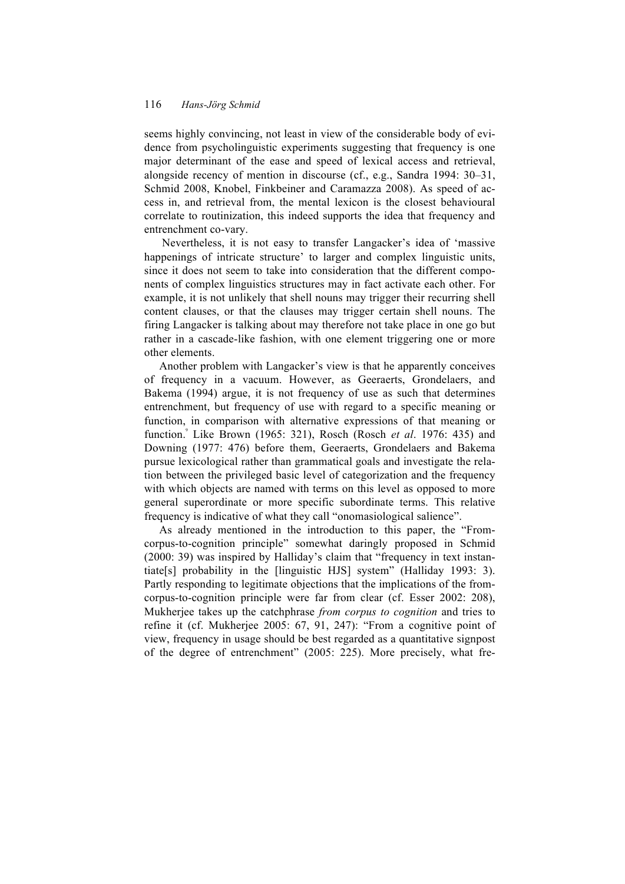seems highly convincing, not least in view of the considerable body of evidence from psycholinguistic experiments suggesting that frequency is one major determinant of the ease and speed of lexical access and retrieval, alongside recency of mention in discourse (cf., e.g., Sandra 1994: 30–31, Schmid 2008, Knobel, Finkbeiner and Caramazza 2008). As speed of access in, and retrieval from, the mental lexicon is the closest behavioural correlate to routinization, this indeed supports the idea that frequency and entrenchment co-vary.

Nevertheless, it is not easy to transfer Langacker's idea of 'massive happenings of intricate structure' to larger and complex linguistic units, since it does not seem to take into consideration that the different components of complex linguistics structures may in fact activate each other. For example, it is not unlikely that shell nouns may trigger their recurring shell content clauses, or that the clauses may trigger certain shell nouns. The firing Langacker is talking about may therefore not take place in one go but rather in a cascade-like fashion, with one element triggering one or more other elements.

Another problem with Langacker's view is that he apparently conceives of frequency in a vacuum. However, as Geeraerts, Grondelaers, and Bakema (1994) argue, it is not frequency of use as such that determines entrenchment, but frequency of use with regard to a specific meaning or function, in comparison with alternative expressions of that meaning or function.[9] Like Brown (1965: 321), Rosch (Rosch *et al*. 1976: 435) and Downing (1977: 476) before them, Geeraerts, Grondelaers and Bakema pursue lexicological rather than grammatical goals and investigate the relation between the privileged basic level of categorization and the frequency with which objects are named with terms on this level as opposed to more general superordinate or more specific subordinate terms. This relative frequency is indicative of what they call "onomasiological salience".

As already mentioned in the introduction to this paper, the "From-corpus-to-cognition principle" somewhat daringly proposed in Schmid (2000: 39) was inspired by Halliday's claim that "frequency in text instantiate[s] probability in the [linguistic HJS] system" (Halliday 1993: 3). Partly responding to legitimate objections that the implications of the from-corpus-to-cognition principle were far from clear (cf. Esser 2002: 208), Mukherjee takes up the catchphrase *from corpus to cognition* and tries to refine it (cf. Mukherjee 2005: 67, 91, 247): "From a cognitive point of view, frequency in usage should be best regarded as a quantitative signpost of the degree of entrenchment" (2005: 225). More precisely, what fre-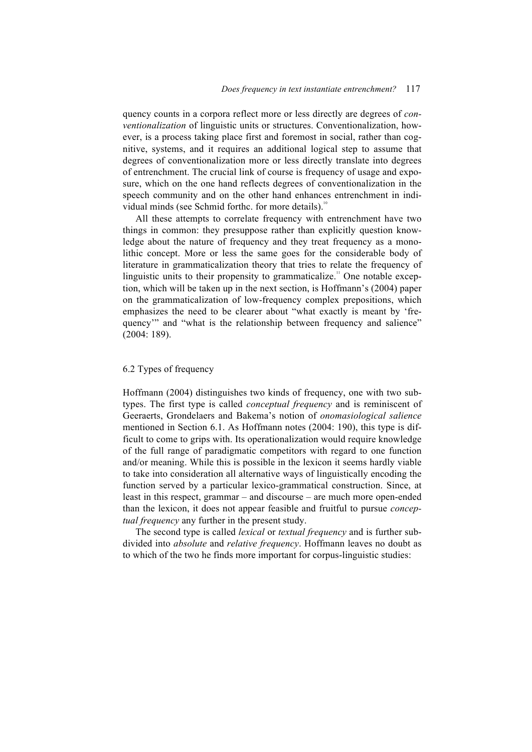quency counts in a corpora reflect more or less directly are degrees of *conventionalization* of linguistic units or structures. Conventionalization, however, is a process taking place first and foremost in social, rather than cognitive, systems, and it requires an additional logical step to assume that degrees of conventionalization more or less directly translate into degrees of entrenchment. The crucial link of course is frequency of usage and exposure, which on the one hand reflects degrees of conventionalization in the speech community and on the other hand enhances entrenchment in individual minds (see Schmid forthc. for more details).[10]

All these attempts to correlate frequency with entrenchment have two things in common: they presuppose rather than explicitly question knowledge about the nature of frequency and they treat frequency as a monolithic concept. More or less the same goes for the considerable body of literature in grammaticalization theory that tries to relate the frequency of linguistic units to their propensity to grammaticalize.[11] One notable exception, which will be taken up in the next section, is Hoffmann's (2004) paper on the grammaticalization of low-frequency complex prepositions, which emphasizes the need to be clearer about "what exactly is meant by 'frequency'" and "what is the relationship between frequency and salience" (2004: 189).

## 6.2 Types of frequency

Hoffmann (2004) distinguishes two kinds of frequency, one with two subtypes. The first type is called *conceptual frequency* and is reminiscent of Geeraerts, Grondelaers and Bakema's notion of *onomasiological salience* mentioned in Section 6.1. As Hoffmann notes (2004: 190), this type is difficult to come to grips with. Its operationalization would require knowledge of the full range of paradigmatic competitors with regard to one function and/or meaning. While this is possible in the lexicon it seems hardly viable to take into consideration all alternative ways of linguistically encoding the function served by a particular lexico-grammatical construction. Since, at least in this respect, grammar – and discourse – are much more open-ended than the lexicon, it does not appear feasible and fruitful to pursue *conceptual frequency* any further in the present study.

The second type is called *lexical* or *textual frequency* and is further subdivided into *absolute* and *relative frequency*. Hoffmann leaves no doubt as to which of the two he finds more important for corpus-linguistic studies: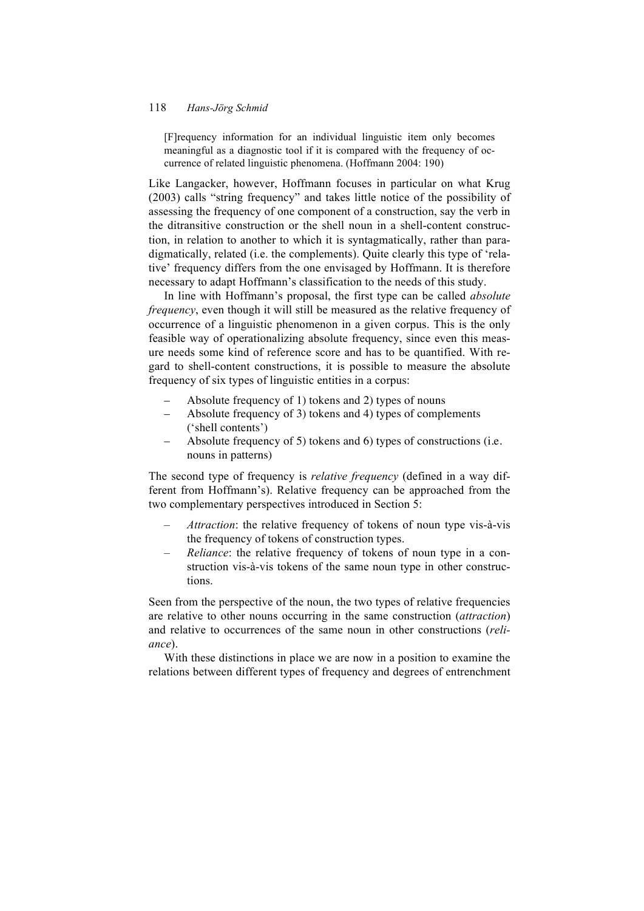> [F]requency information for an individual linguistic item only becomes meaningful as a diagnostic tool if it is compared with the frequency of occurrence of related linguistic phenomena. (Hoffmann 2004: 190)

Like Langacker, however, Hoffmann focuses in particular on what Krug (2003) calls "string frequency" and takes little notice of the possibility of assessing the frequency of one component of a construction, say the verb in the ditransitive construction or the shell noun in a shell-content construction, in relation to another to which it is syntagmatically, rather than paradigmatically, related (i.e. the complements). Quite clearly this type of 'relative' frequency differs from the one envisaged by Hoffmann. It is therefore necessary to adapt Hoffmann's classification to the needs of this study.

In line with Hoffmann's proposal, the first type can be called *absolute frequency*, even though it will still be measured as the relative frequency of occurrence of a linguistic phenomenon in a given corpus. This is the only feasible way of operationalizing absolute frequency, since even this measure needs some kind of reference score and has to be quantified. With regard to shell-content constructions, it is possible to measure the absolute frequency of six types of linguistic entities in a corpus:

- Absolute frequency of 1) tokens and 2) types of nouns
- Absolute frequency of 3) tokens and 4) types of complements ('shell contents')
- Absolute frequency of 5) tokens and 6) types of constructions (i.e. nouns in patterns)

The second type of frequency is *relative frequency* (defined in a way different from Hoffmann's). Relative frequency can be approached from the two complementary perspectives introduced in Section 5:

- *Attraction*: the relative frequency of tokens of noun type vis-à-vis the frequency of tokens of construction types.
- *Reliance*: the relative frequency of tokens of noun type in a construction vis-à-vis tokens of the same noun type in other constructions.

Seen from the perspective of the noun, the two types of relative frequencies are relative to other nouns occurring in the same construction (*attraction*) and relative to occurrences of the same noun in other constructions (*reliance*).

With these distinctions in place we are now in a position to examine the relations between different types of frequency and degrees of entrenchment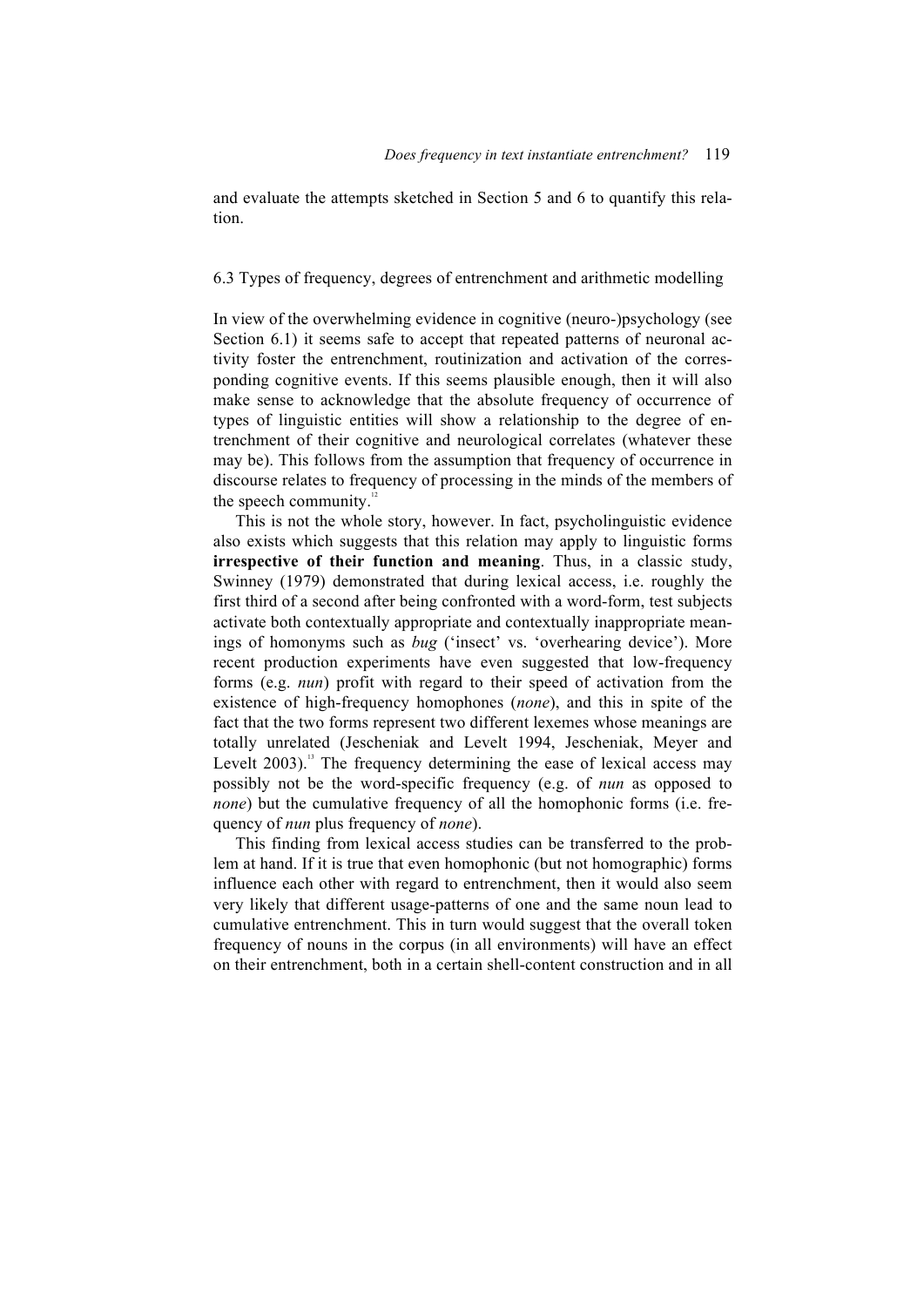and evaluate the attempts sketched in Section 5 and 6 to quantify this relation.

### 6.3 Types of frequency, degrees of entrenchment and arithmetic modelling

In view of the overwhelming evidence in cognitive (neuro-)psychology (see Section 6.1) it seems safe to accept that repeated patterns of neuronal activity foster the entrenchment, routinization and activation of the corresponding cognitive events. If this seems plausible enough, then it will also make sense to acknowledge that the absolute frequency of occurrence of types of linguistic entities will show a relationship to the degree of entrenchment of their cognitive and neurological correlates (whatever these may be). This follows from the assumption that frequency of occurrence in discourse relates to frequency of processing in the minds of the members of the speech community.[12]

This is not the whole story, however. In fact, psycholinguistic evidence also exists which suggests that this relation may apply to linguistic forms **irrespective of their function and meaning**. Thus, in a classic study, Swinney (1979) demonstrated that during lexical access, i.e. roughly the first third of a second after being confronted with a word-form, test subjects activate both contextually appropriate and contextually inappropriate meanings of homonyms such as *bug* ('insect' vs. 'overhearing device'). More recent production experiments have even suggested that low-frequency forms (e.g. *nun*) profit with regard to their speed of activation from the existence of high-frequency homophones (*none*), and this in spite of the fact that the two forms represent two different lexemes whose meanings are totally unrelated (Jescheniak and Levelt 1994, Jescheniak, Meyer and Levelt 2003).[13] The frequency determining the ease of lexical access may possibly not be the word-specific frequency (e.g. of *nun* as opposed to *none*) but the cumulative frequency of all the homophonic forms (i.e. frequency of *nun* plus frequency of *none*).

This finding from lexical access studies can be transferred to the problem at hand. If it is true that even homophonic (but not homographic) forms influence each other with regard to entrenchment, then it would also seem very likely that different usage-patterns of one and the same noun lead to cumulative entrenchment. This in turn would suggest that the overall token frequency of nouns in the corpus (in all environments) will have an effect on their entrenchment, both in a certain shell-content construction and in all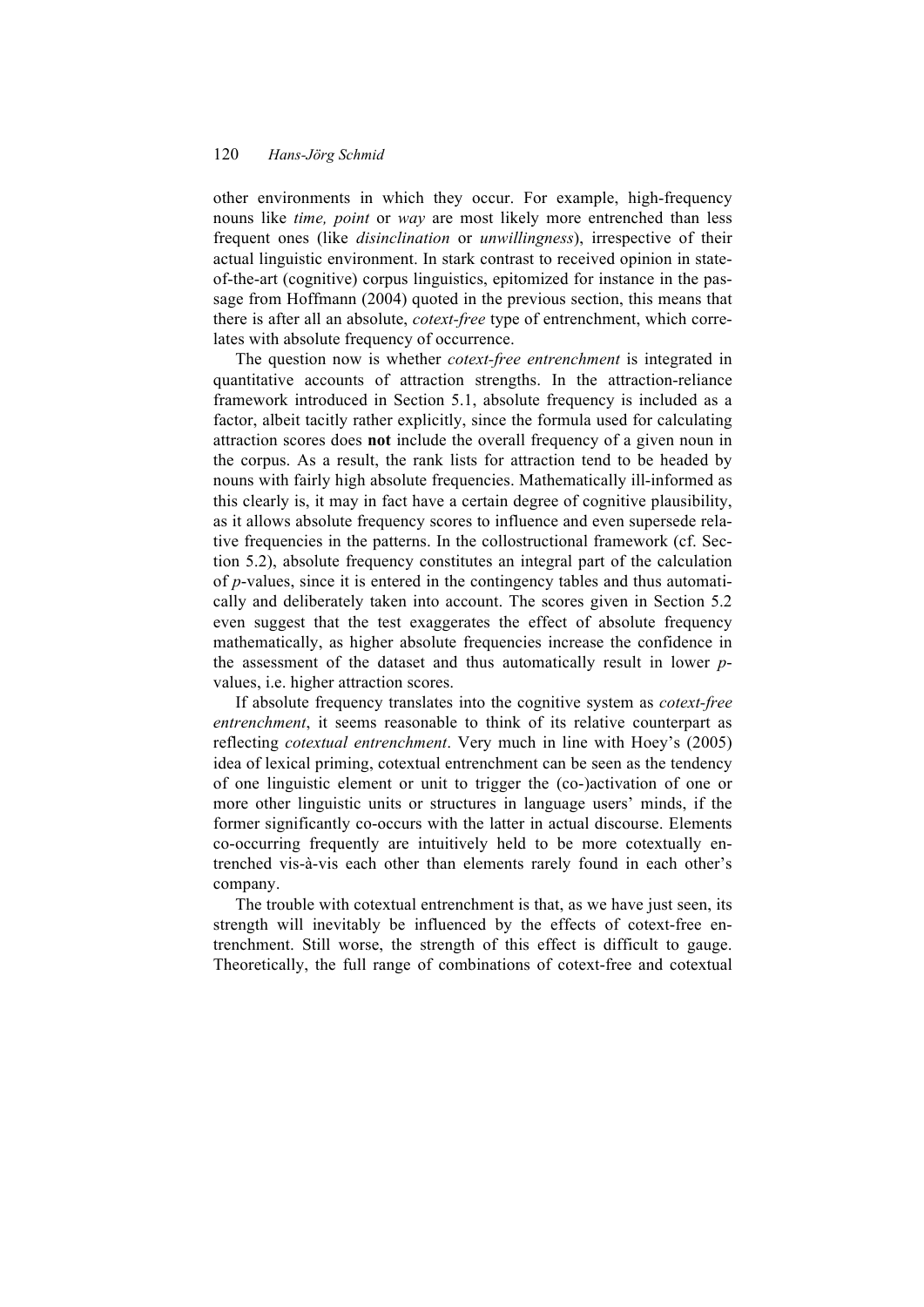other environments in which they occur. For example, high-frequency nouns like *time, point* or *way* are most likely more entrenched than less frequent ones (like *disinclination* or *unwillingness*), irrespective of their actual linguistic environment. In stark contrast to received opinion in state-of-the-art (cognitive) corpus linguistics, epitomized for instance in the passage from Hoffmann (2004) quoted in the previous section, this means that there is after all an absolute, *cotext-free* type of entrenchment, which correlates with absolute frequency of occurrence.

The question now is whether *cotext-free entrenchment* is integrated in quantitative accounts of attraction strengths. In the attraction-reliance framework introduced in Section 5.1, absolute frequency is included as a factor, albeit tacitly rather explicitly, since the formula used for calculating attraction scores does **not** include the overall frequency of a given noun in the corpus. As a result, the rank lists for attraction tend to be headed by nouns with fairly high absolute frequencies. Mathematically ill-informed as this clearly is, it may in fact have a certain degree of cognitive plausibility, as it allows absolute frequency scores to influence and even supersede relative frequencies in the patterns. In the collostructional framework (cf. Section 5.2), absolute frequency constitutes an integral part of the calculation of *p*-values, since it is entered in the contingency tables and thus automatically and deliberately taken into account. The scores given in Section 5.2 even suggest that the test exaggerates the effect of absolute frequency mathematically, as higher absolute frequencies increase the confidence in the assessment of the dataset and thus automatically result in lower *p*-values, i.e. higher attraction scores.

If absolute frequency translates into the cognitive system as *cotext-free entrenchment*, it seems reasonable to think of its relative counterpart as reflecting *cotextual entrenchment*. Very much in line with Hoey's (2005) idea of lexical priming, cotextual entrenchment can be seen as the tendency of one linguistic element or unit to trigger the (co-)activation of one or more other linguistic units or structures in language users' minds, if the former significantly co-occurs with the latter in actual discourse. Elements co-occurring frequently are intuitively held to be more cotextually entrenched vis-à-vis each other than elements rarely found in each other's company.

The trouble with cotextual entrenchment is that, as we have just seen, its strength will inevitably be influenced by the effects of cotext-free entrenchment. Still worse, the strength of this effect is difficult to gauge. Theoretically, the full range of combinations of cotext-free and cotextual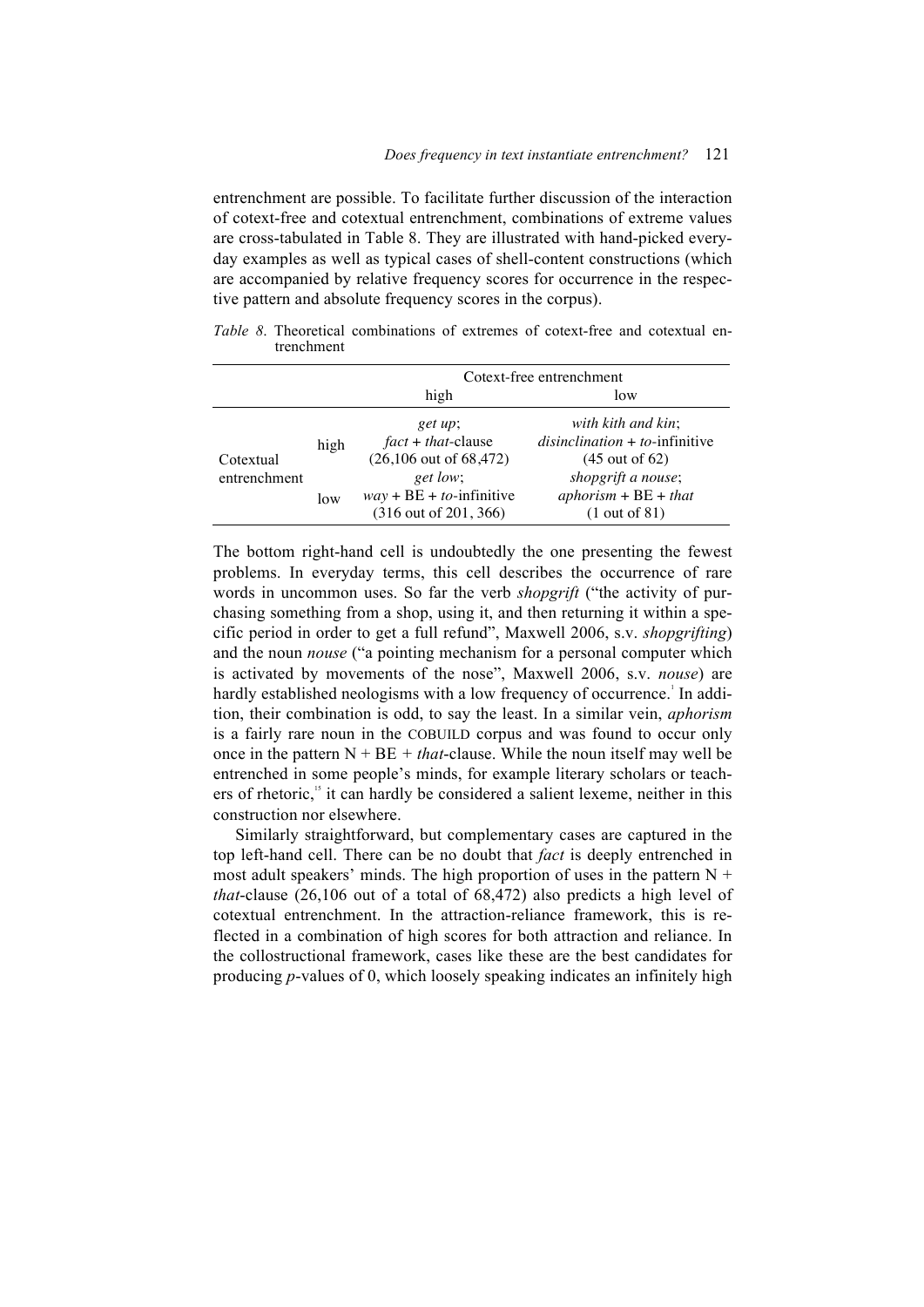entrenchment are possible. To facilitate further discussion of the interaction of cotext-free and cotextual entrenchment, combinations of extreme values are cross-tabulated in Table 8. They are illustrated with hand-picked everyday examples as well as typical cases of shell-content constructions (which are accompanied by relative frequency scores for occurrence in the respective pattern and absolute frequency scores in the corpus).

*Table 8.* Theoretical combinations of extremes of cotext-free and cotextual entrenchment

| | | Cotext-free entrenchment | |
|---|---|---|---|
| | | high | low |
| Cotextual entrenchment | high | *get up*; *fact* + *that*-clause (26,106 out of 68,472) | *with kith and kin*; *disinclination* + *to*-infinitive (45 out of 62) |
| | low | *get low*; *way* + BE + *to*-infinitive (316 out of 201, 366) | *shopgrift a nouse*; *aphorism* + BE + *that* (1 out of 81) |

The bottom right-hand cell is undoubtedly the one presenting the fewest problems. In everyday terms, this cell describes the occurrence of rare words in uncommon uses. So far the verb *shopgrift* ("the activity of purchasing something from a shop, using it, and then returning it within a specific period in order to get a full refund", Maxwell 2006, s.v. *shopgrifting*) and the noun *nouse* ("a pointing mechanism for a personal computer which is activated by movements of the nose", Maxwell 2006, s.v. *nouse*) are hardly established neologisms with a low frequency of occurrence.[1] In addition, their combination is odd, to say the least. In a similar vein, *aphorism* is a fairly rare noun in the COBUILD corpus and was found to occur only once in the pattern N + BE + *that*-clause. While the noun itself may well be entrenched in some people's minds, for example literary scholars or teachers of rhetoric,[15] it can hardly be considered a salient lexeme, neither in this construction nor elsewhere.

Similarly straightforward, but complementary cases are captured in the top left-hand cell. There can be no doubt that *fact* is deeply entrenched in most adult speakers' minds. The high proportion of uses in the pattern N + *that*-clause (26,106 out of a total of 68,472) also predicts a high level of cotextual entrenchment. In the attraction-reliance framework, this is reflected in a combination of high scores for both attraction and reliance. In the collostructional framework, cases like these are the best candidates for producing *p*-values of 0, which loosely speaking indicates an infinitely high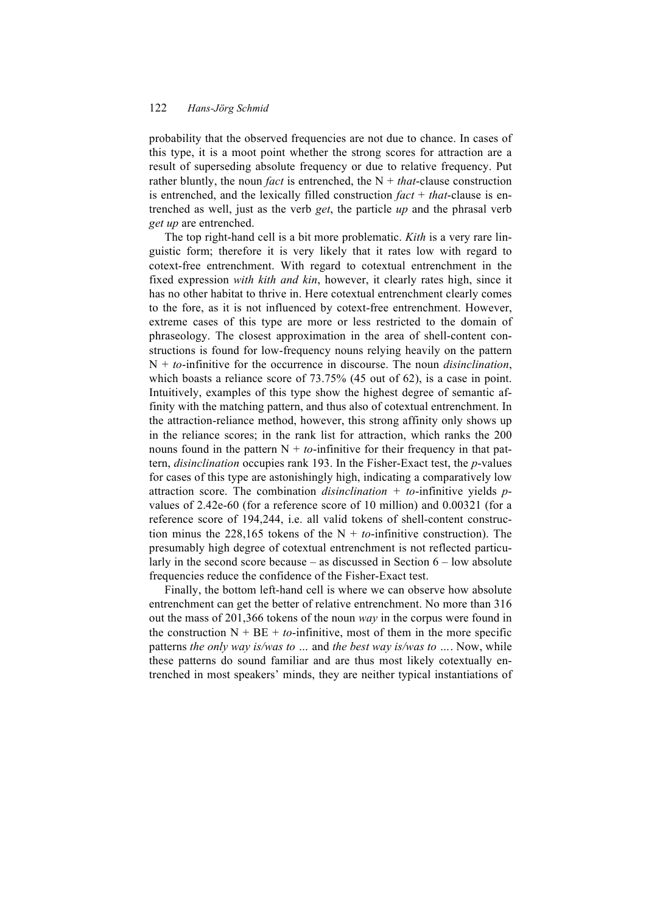probability that the observed frequencies are not due to chance. In cases of this type, it is a moot point whether the strong scores for attraction are a result of superseding absolute frequency or due to relative frequency. Put rather bluntly, the noun *fact* is entrenched, the N + *that*-clause construction is entrenched, and the lexically filled construction *fact* + *that*-clause is entrenched as well, just as the verb *get*, the particle *up* and the phrasal verb *get up* are entrenched.

The top right-hand cell is a bit more problematic. *Kith* is a very rare linguistic form; therefore it is very likely that it rates low with regard to cotext-free entrenchment. With regard to cotextual entrenchment in the fixed expression *with kith and kin*, however, it clearly rates high, since it has no other habitat to thrive in. Here cotextual entrenchment clearly comes to the fore, as it is not influenced by cotext-free entrenchment. However, extreme cases of this type are more or less restricted to the domain of phraseology. The closest approximation in the area of shell-content constructions is found for low-frequency nouns relying heavily on the pattern N + *to*-infinitive for the occurrence in discourse. The noun *disinclination*, which boasts a reliance score of 73.75% (45 out of 62), is a case in point. Intuitively, examples of this type show the highest degree of semantic affinity with the matching pattern, and thus also of cotextual entrenchment. In the attraction-reliance method, however, this strong affinity only shows up in the reliance scores; in the rank list for attraction, which ranks the 200 nouns found in the pattern N + *to*-infinitive for their frequency in that pattern, *disinclination* occupies rank 193. In the Fisher-Exact test, the *p*-values for cases of this type are astonishingly high, indicating a comparatively low attraction score. The combination *disinclination* + *to*-infinitive yields *p*-values of 2.42e-60 (for a reference score of 10 million) and 0.00321 (for a reference score of 194,244, i.e. all valid tokens of shell-content construction minus the 228,165 tokens of the N + *to*-infinitive construction). The presumably high degree of cotextual entrenchment is not reflected particularly in the second score because – as discussed in Section 6 – low absolute frequencies reduce the confidence of the Fisher-Exact test.

Finally, the bottom left-hand cell is where we can observe how absolute entrenchment can get the better of relative entrenchment. No more than 316 out the mass of 201,366 tokens of the noun *way* in the corpus were found in the construction N + BE + *to*-infinitive, most of them in the more specific patterns *the only way is/was to …* and *the best way is/was to …*. Now, while these patterns do sound familiar and are thus most likely cotextually entrenched in most speakers' minds, they are neither typical instantiations of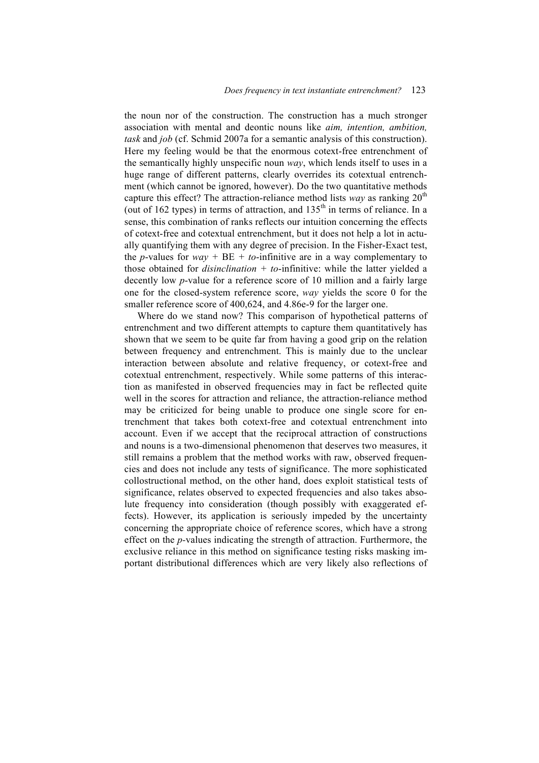the noun nor of the construction. The construction has a much stronger association with mental and deontic nouns like *aim, intention, ambition, task* and *job* (cf. Schmid 2007a for a semantic analysis of this construction). Here my feeling would be that the enormous cotext-free entrenchment of the semantically highly unspecific noun *way*, which lends itself to uses in a huge range of different patterns, clearly overrides its cotextual entrenchment (which cannot be ignored, however). Do the two quantitative methods capture this effect? The attraction-reliance method lists *way* as ranking 20th (out of 162 types) in terms of attraction, and 135th in terms of reliance. In a sense, this combination of ranks reflects our intuition concerning the effects of cotext-free and cotextual entrenchment, but it does not help a lot in actually quantifying them with any degree of precision. In the Fisher-Exact test, the *p*-values for *way* + BE + *to*-infinitive are in a way complementary to those obtained for *disinclination* + *to*-infinitive: while the latter yielded a decently low *p*-value for a reference score of 10 million and a fairly large one for the closed-system reference score, *way* yields the score 0 for the smaller reference score of 400,624, and 4.86e-9 for the larger one.

Where do we stand now? This comparison of hypothetical patterns of entrenchment and two different attempts to capture them quantitatively has shown that we seem to be quite far from having a good grip on the relation between frequency and entrenchment. This is mainly due to the unclear interaction between absolute and relative frequency, or cotext-free and cotextual entrenchment, respectively. While some patterns of this interaction as manifested in observed frequencies may in fact be reflected quite well in the scores for attraction and reliance, the attraction-reliance method may be criticized for being unable to produce one single score for entrenchment that takes both cotext-free and cotextual entrenchment into account. Even if we accept that the reciprocal attraction of constructions and nouns is a two-dimensional phenomenon that deserves two measures, it still remains a problem that the method works with raw, observed frequencies and does not include any tests of significance. The more sophisticated collostructional method, on the other hand, does exploit statistical tests of significance, relates observed to expected frequencies and also takes absolute frequency into consideration (though possibly with exaggerated effects). However, its application is seriously impeded by the uncertainty concerning the appropriate choice of reference scores, which have a strong effect on the *p*-values indicating the strength of attraction. Furthermore, the exclusive reliance in this method on significance testing risks masking important distributional differences which are very likely also reflections of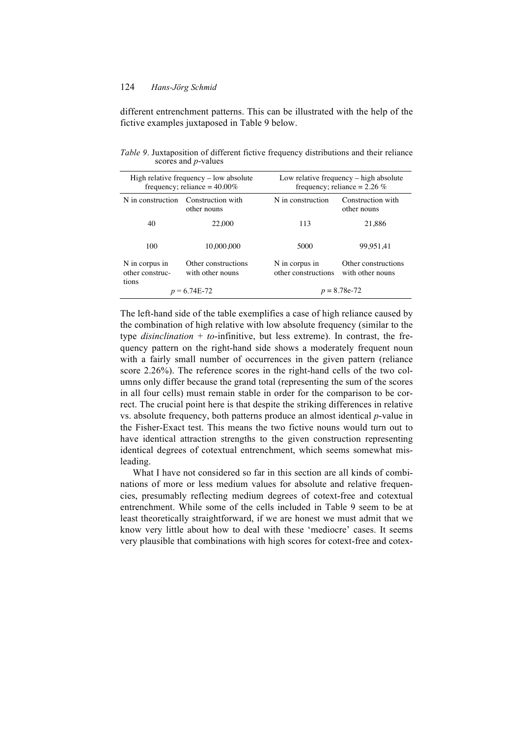different entrenchment patterns. This can be illustrated with the help of the fictive examples juxtaposed in Table 9 below.

*Table 9*. Juxtaposition of different fictive frequency distributions and their reliance scores and *p*-values

| High relative frequency – low absolute frequency; reliance = 40.00% | | Low relative frequency – high absolute frequency; reliance = 2.26 % | |
|---|---|---|---|
| N in construction | Construction with other nouns | N in construction | Construction with other nouns |
| 40 | 22,000 | 113 | 21,886 |
| 100 | 10,000,000 | 5000 | 99,951,41 |
| N in corpus in other constructions | Other constructions with other nouns | N in corpus in other constructions | Other constructions with other nouns |
| $p$ = 6.74E-72 | | $p$ = 8.78e-72 | |

The left-hand side of the table exemplifies a case of high reliance caused by the combination of high relative with low absolute frequency (similar to the type *disinclination* + *to*-infinitive, but less extreme). In contrast, the frequency pattern on the right-hand side shows a moderately frequent noun with a fairly small number of occurrences in the given pattern (reliance score 2.26%). The reference scores in the right-hand cells of the two columns only differ because the grand total (representing the sum of the scores in all four cells) must remain stable in order for the comparison to be correct. The crucial point here is that despite the striking differences in relative vs. absolute frequency, both patterns produce an almost identical *p*-value in the Fisher-Exact test. This means the two fictive nouns would turn out to have identical attraction strengths to the given construction representing identical degrees of cotextual entrenchment, which seems somewhat misleading.

What I have not considered so far in this section are all kinds of combinations of more or less medium values for absolute and relative frequencies, presumably reflecting medium degrees of cotext-free and cotextual entrenchment. While some of the cells included in Table 9 seem to be at least theoretically straightforward, if we are honest we must admit that we know very little about how to deal with these 'mediocre' cases. It seems very plausible that combinations with high scores for cotext-free and cotex-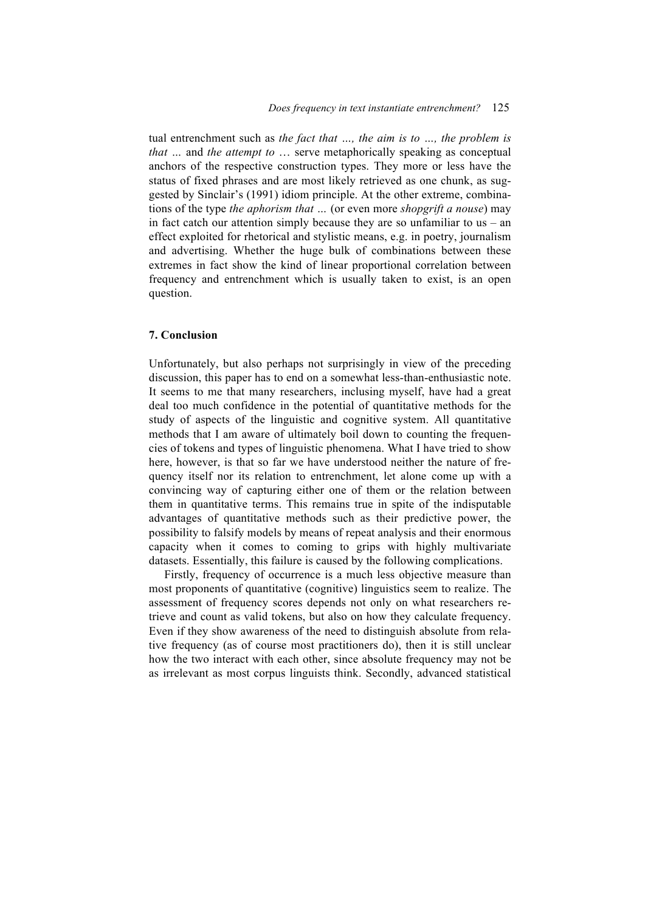tual entrenchment such as *the fact that …, the aim is to …, the problem is that …* and *the attempt to* … serve metaphorically speaking as conceptual anchors of the respective construction types. They more or less have the status of fixed phrases and are most likely retrieved as one chunk, as suggested by Sinclair's (1991) idiom principle. At the other extreme, combinations of the type *the aphorism that …* (or even more *shopgrift a nouse*) may in fact catch our attention simply because they are so unfamiliar to us – an effect exploited for rhetorical and stylistic means, e.g. in poetry, journalism and advertising. Whether the huge bulk of combinations between these extremes in fact show the kind of linear proportional correlation between frequency and entrenchment which is usually taken to exist, is an open question.

## 7. Conclusion

Unfortunately, but also perhaps not surprisingly in view of the preceding discussion, this paper has to end on a somewhat less-than-enthusiastic note. It seems to me that many researchers, inclusing myself, have had a great deal too much confidence in the potential of quantitative methods for the study of aspects of the linguistic and cognitive system. All quantitative methods that I am aware of ultimately boil down to counting the frequencies of tokens and types of linguistic phenomena. What I have tried to show here, however, is that so far we have understood neither the nature of frequency itself nor its relation to entrenchment, let alone come up with a convincing way of capturing either one of them or the relation between them in quantitative terms. This remains true in spite of the indisputable advantages of quantitative methods such as their predictive power, the possibility to falsify models by means of repeat analysis and their enormous capacity when it comes to coming to grips with highly multivariate datasets. Essentially, this failure is caused by the following complications.

Firstly, frequency of occurrence is a much less objective measure than most proponents of quantitative (cognitive) linguistics seem to realize. The assessment of frequency scores depends not only on what researchers retrieve and count as valid tokens, but also on how they calculate frequency. Even if they show awareness of the need to distinguish absolute from relative frequency (as of course most practitioners do), then it is still unclear how the two interact with each other, since absolute frequency may not be as irrelevant as most corpus linguists think. Secondly, advanced statistical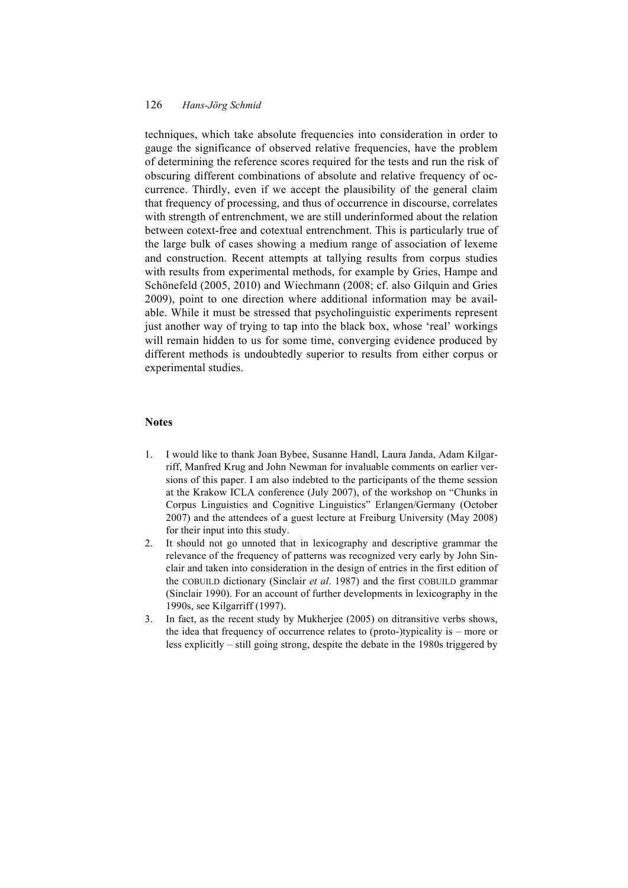techniques, which take absolute frequencies into consideration in order to gauge the significance of observed relative frequencies, have the problem of determining the reference scores required for the tests and run the risk of obscuring different combinations of absolute and relative frequency of occurrence. Thirdly, even if we accept the plausibility of the general claim that frequency of processing, and thus of occurrence in discourse, correlates with strength of entrenchment, we are still underinformed about the relation between cotext-free and cotextual entrenchment. This is particularly true of the large bulk of cases showing a medium range of association of lexeme and construction. Recent attempts at tallying results from corpus studies with results from experimental methods, for example by Gries, Hampe and Schönefeld (2005, 2010) and Wiechmann (2008; cf. also Gilquin and Gries 2009), point to one direction where additional information may be available. While it must be stressed that psycholinguistic experiments represent just another way of trying to tap into the black box, whose 'real' workings will remain hidden to us for some time, converging evidence produced by different methods is undoubtedly superior to results from either corpus or experimental studies.

## Notes

1. I would like to thank Joan Bybee, Susanne Handl, Laura Janda, Adam Kilgarriff, Manfred Krug and John Newman for invaluable comments on earlier versions of this paper. I am also indebted to the participants of the theme session at the Krakow ICLA conference (July 2007), of the workshop on "Chunks in Corpus Linguistics and Cognitive Linguistics" Erlangen/Germany (October 2007) and the attendees of a guest lecture at Freiburg University (May 2008) for their input into this study.
2. It should not go unnoted that in lexicography and descriptive grammar the relevance of the frequency of patterns was recognized very early by John Sinclair and taken into consideration in the design of entries in the first edition of the COBUILD dictionary (Sinclair *et al*. 1987) and the first COBUILD grammar (Sinclair 1990). For an account of further developments in lexicography in the 1990s, see Kilgarriff (1997).
3. In fact, as the recent study by Mukherjee (2005) on ditransitive verbs shows, the idea that frequency of occurrence relates to (proto-)typicality is – more or less explicitly – still going strong, despite the debate in the 1980s triggered by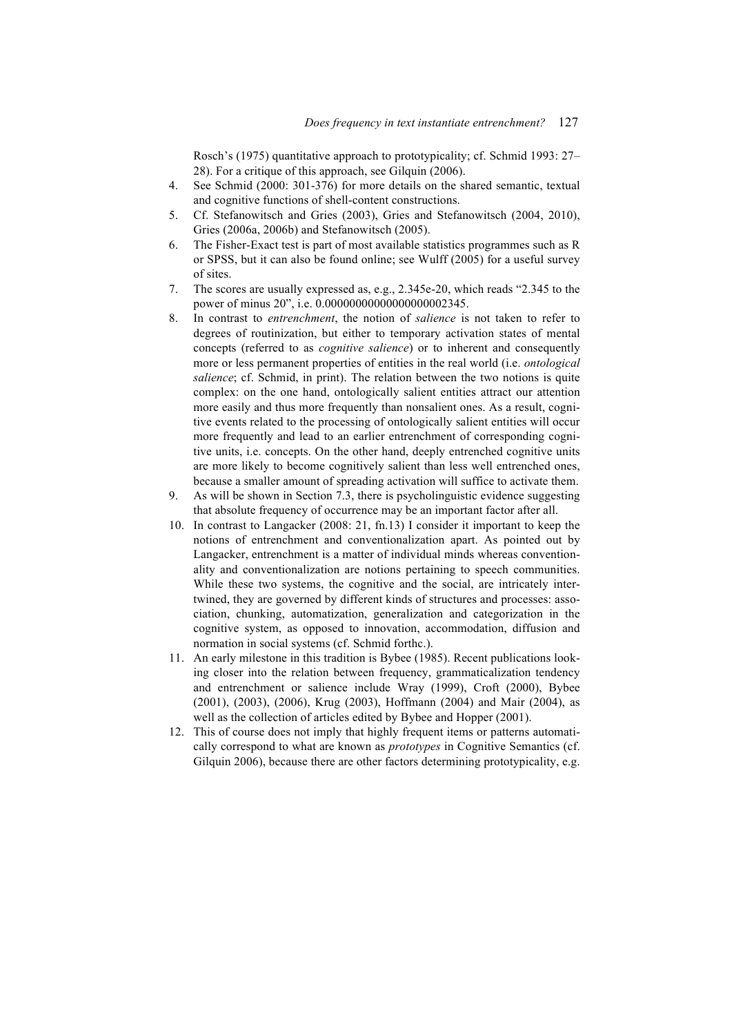Rosch's (1975) quantitative approach to prototypicality; cf. Schmid 1993: 27–28). For a critique of this approach, see Gilquin (2006).

4. See Schmid (2000: 301-376) for more details on the shared semantic, textual and cognitive functions of shell-content constructions.
5. Cf. Stefanowitsch and Gries (2003), Gries and Stefanowitsch (2004, 2010), Gries (2006a, 2006b) and Stefanowitsch (2005).
6. The Fisher-Exact test is part of most available statistics programmes such as R or SPSS, but it can also be found online; see Wulff (2005) for a useful survey of sites.
7. The scores are usually expressed as, e.g., 2.345e-20, which reads "2.345 to the power of minus 20", i.e. 0.00000000000000000002345.
8. In contrast to *entrenchment*, the notion of *salience* is not taken to refer to degrees of routinization, but either to temporary activation states of mental concepts (referred to as *cognitive salience*) or to inherent and consequently more or less permanent properties of entities in the real world (i.e. *ontological salience*; cf. Schmid, in print). The relation between the two notions is quite complex: on the one hand, ontologically salient entities attract our attention more easily and thus more frequently than nonsalient ones. As a result, cognitive events related to the processing of ontologically salient entities will occur more frequently and lead to an earlier entrenchment of corresponding cognitive units, i.e. concepts. On the other hand, deeply entrenched cognitive units are more likely to become cognitively salient than less well entrenched ones, because a smaller amount of spreading activation will suffice to activate them.
9. As will be shown in Section 7.3, there is psycholinguistic evidence suggesting that absolute frequency of occurrence may be an important factor after all.
10. In contrast to Langacker (2008: 21, fn.13) I consider it important to keep the notions of entrenchment and conventionalization apart. As pointed out by Langacker, entrenchment is a matter of individual minds whereas conventionality and conventionalization are notions pertaining to speech communities. While these two systems, the cognitive and the social, are intricately intertwined, they are governed by different kinds of structures and processes: association, chunking, automatization, generalization and categorization in the cognitive system, as opposed to innovation, accommodation, diffusion and normation in social systems (cf. Schmid forthc.).
11. An early milestone in this tradition is Bybee (1985). Recent publications looking closer into the relation between frequency, grammaticalization tendency and entrenchment or salience include Wray (1999), Croft (2000), Bybee (2001), (2003), (2006), Krug (2003), Hoffmann (2004) and Mair (2004), as well as the collection of articles edited by Bybee and Hopper (2001).
12. This of course does not imply that highly frequent items or patterns automatically correspond to what are known as *prototypes* in Cognitive Semantics (cf. Gilquin 2006), because there are other factors determining prototypicality, e.g.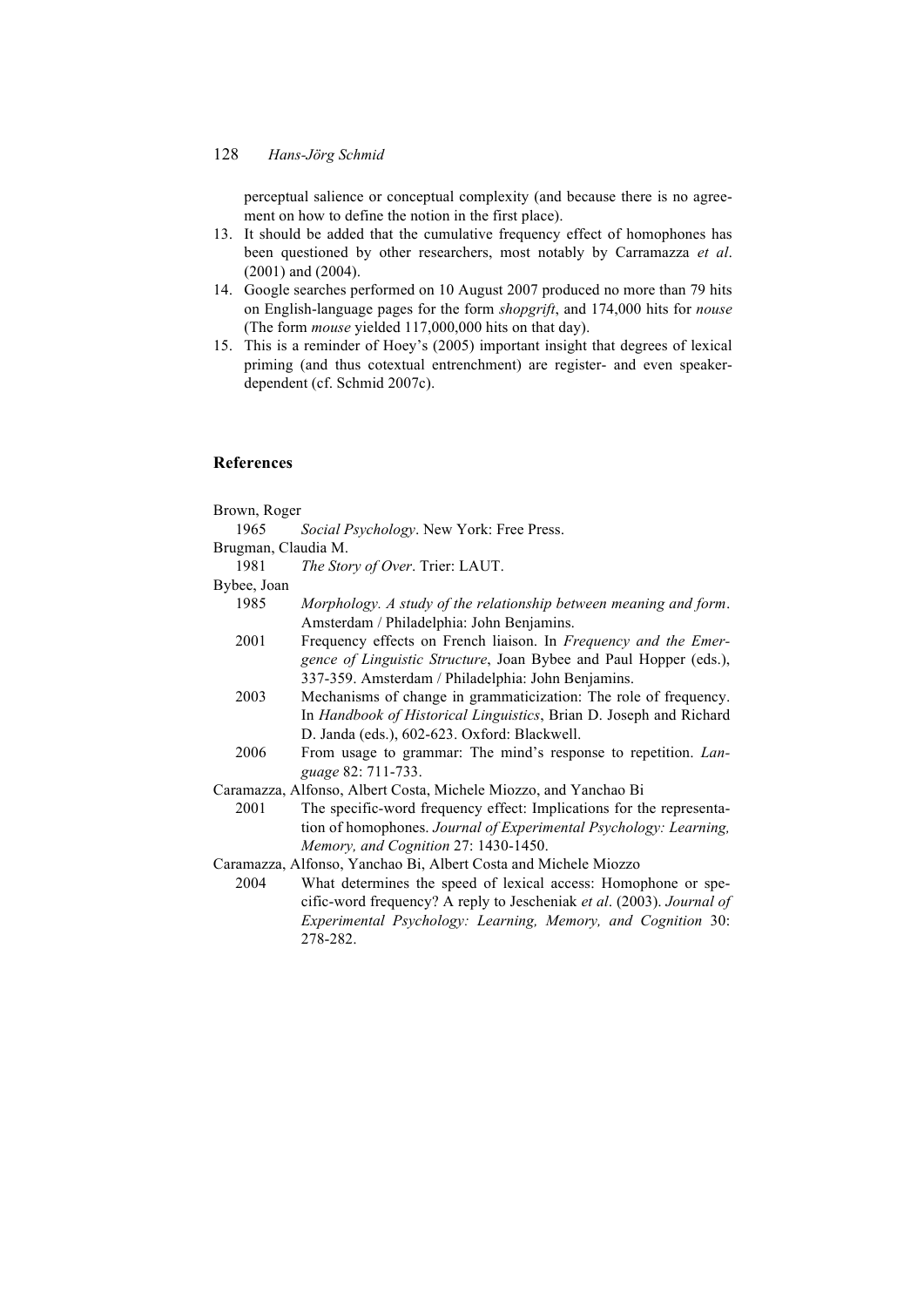perceptual salience or conceptual complexity (and because there is no agreement on how to define the notion in the first place).

13. It should be added that the cumulative frequency effect of homophones has been questioned by other researchers, most notably by Carramazza *et al*. (2001) and (2004).
14. Google searches performed on 10 August 2007 produced no more than 79 hits on English-language pages for the form *shopgrift*, and 174,000 hits for *nouse* (The form *mouse* yielded 117,000,000 hits on that day).
15. This is a reminder of Hoey's (2005) important insight that degrees of lexical priming (and thus cotextual entrenchment) are register- and even speaker-dependent (cf. Schmid 2007c).

## References

Brown, Roger
  1965 *Social Psychology*. New York: Free Press.

Brugman, Claudia M.
  1981 *The Story of Over*. Trier: LAUT.

Bybee, Joan
  1985 *Morphology. A study of the relationship between meaning and form*. Amsterdam / Philadelphia: John Benjamins.
  2001 Frequency effects on French liaison. In *Frequency and the Emergence of Linguistic Structure*, Joan Bybee and Paul Hopper (eds.), 337-359. Amsterdam / Philadelphia: John Benjamins.
  2003 Mechanisms of change in grammaticization: The role of frequency. In *Handbook of Historical Linguistics*, Brian D. Joseph and Richard D. Janda (eds.), 602-623. Oxford: Blackwell.
  2006 From usage to grammar: The mind's response to repetition. *Language* 82: 711-733.

Caramazza, Alfonso, Albert Costa, Michele Miozzo, and Yanchao Bi
  2001 The specific-word frequency effect: Implications for the representation of homophones. *Journal of Experimental Psychology: Learning, Memory, and Cognition* 27: 1430-1450.

Caramazza, Alfonso, Yanchao Bi, Albert Costa and Michele Miozzo
  2004 What determines the speed of lexical access: Homophone or specific-word frequency? A reply to Jescheniak *et al*. (2003). *Journal of Experimental Psychology: Learning, Memory, and Cognition* 30: 278-282.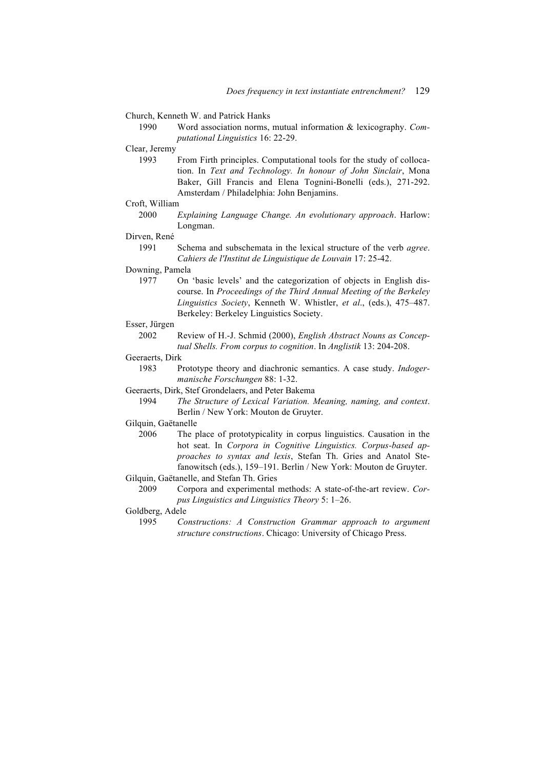Church, Kenneth W. and Patrick Hanks

1990 Word association norms, mutual information & lexicography. *Computational Linguistics* 16: 22-29.

Clear, Jeremy

1993 From Firth principles. Computational tools for the study of collocation. In *Text and Technology. In honour of John Sinclair*, Mona Baker, Gill Francis and Elena Tognini-Bonelli (eds.), 271-292. Amsterdam / Philadelphia: John Benjamins.

Croft, William

2000 *Explaining Language Change. An evolutionary approach*. Harlow: Longman.

Dirven, René

1991 Schema and subschemata in the lexical structure of the verb *agree*. *Cahiers de l'Institut de Linguistique de Louvain* 17: 25-42.

Downing, Pamela

1977 On 'basic levels' and the categorization of objects in English discourse. In *Proceedings of the Third Annual Meeting of the Berkeley Linguistics Society*, Kenneth W. Whistler, *et al*., (eds.), 475–487. Berkeley: Berkeley Linguistics Society.

Esser, Jürgen

2002 Review of H.-J. Schmid (2000), *English Abstract Nouns as Conceptual Shells. From corpus to cognition*. In *Anglistik* 13: 204-208.

Geeraerts, Dirk

1983 Prototype theory and diachronic semantics. A case study. *Indogermanische Forschungen* 88: 1-32.

Geeraerts, Dirk, Stef Grondelaers, and Peter Bakema

1994 *The Structure of Lexical Variation. Meaning, naming, and context*. Berlin / New York: Mouton de Gruyter.

Gilquin, Gaëtanelle

2006 The place of prototypicality in corpus linguistics. Causation in the hot seat. In *Corpora in Cognitive Linguistics. Corpus-based approaches to syntax and lexis*, Stefan Th. Gries and Anatol Stefanowitsch (eds.), 159–191. Berlin / New York: Mouton de Gruyter.

Gilquin, Gaëtanelle, and Stefan Th. Gries

2009 Corpora and experimental methods: A state-of-the-art review. *Corpus Linguistics and Linguistics Theory* 5: 1–26.

Goldberg, Adele

1995 *Constructions: A Construction Grammar approach to argument structure constructions*. Chicago: University of Chicago Press.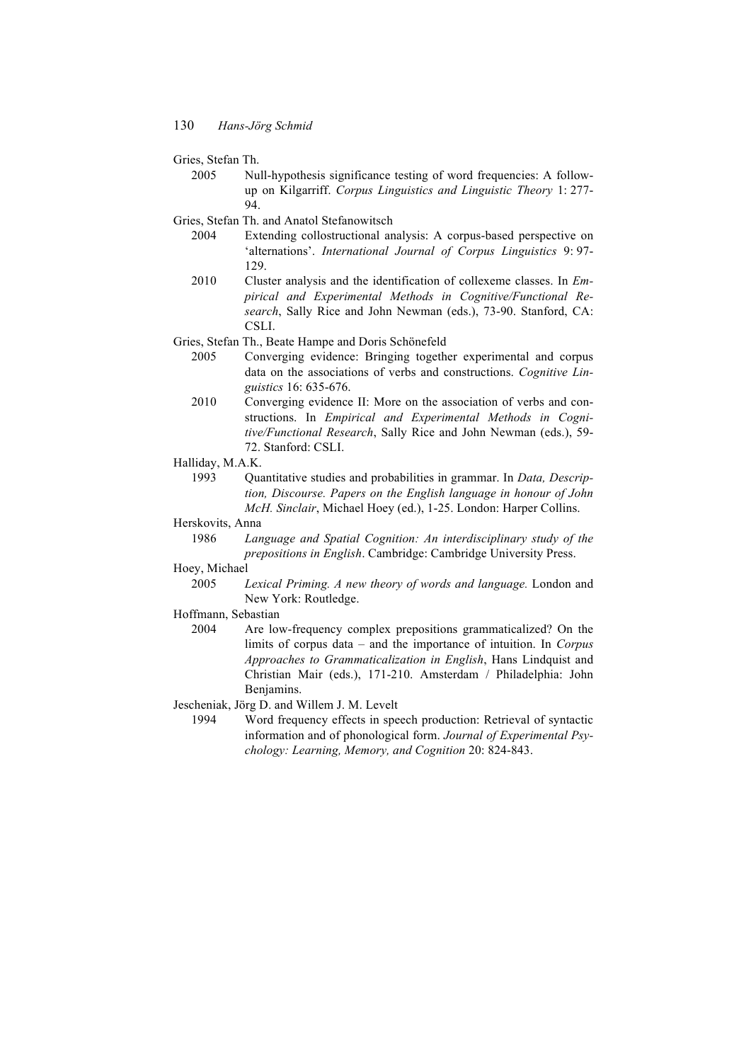Gries, Stefan Th.

2005 Null-hypothesis significance testing of word frequencies: A follow-up on Kilgarriff. *Corpus Linguistics and Linguistic Theory* 1: 277-94.

Gries, Stefan Th. and Anatol Stefanowitsch

2004 Extending collostructional analysis: A corpus-based perspective on 'alternations'. *International Journal of Corpus Linguistics* 9: 97-129.

2010 Cluster analysis and the identification of collexeme classes. In *Empirical and Experimental Methods in Cognitive/Functional Research*, Sally Rice and John Newman (eds.), 73-90. Stanford, CA: CSLI.

Gries, Stefan Th., Beate Hampe and Doris Schönefeld

2005 Converging evidence: Bringing together experimental and corpus data on the associations of verbs and constructions. *Cognitive Linguistics* 16: 635-676.

2010 Converging evidence II: More on the association of verbs and constructions. In *Empirical and Experimental Methods in Cognitive/Functional Research*, Sally Rice and John Newman (eds.), 59-72. Stanford: CSLI.

Halliday, M.A.K.

1993 Quantitative studies and probabilities in grammar. In *Data, Description, Discourse. Papers on the English language in honour of John McH. Sinclair*, Michael Hoey (ed.), 1-25. London: Harper Collins.

Herskovits, Anna

1986 *Language and Spatial Cognition: An interdisciplinary study of the prepositions in English*. Cambridge: Cambridge University Press.

Hoey, Michael

2005 *Lexical Priming. A new theory of words and language.* London and New York: Routledge.

Hoffmann, Sebastian

2004 Are low-frequency complex prepositions grammaticalized? On the limits of corpus data – and the importance of intuition. In *Corpus Approaches to Grammaticalization in English*, Hans Lindquist and Christian Mair (eds.), 171-210. Amsterdam / Philadelphia: John Benjamins.

Jescheniak, Jörg D. and Willem J. M. Levelt

1994 Word frequency effects in speech production: Retrieval of syntactic information and of phonological form. *Journal of Experimental Psychology: Learning, Memory, and Cognition* 20: 824-843.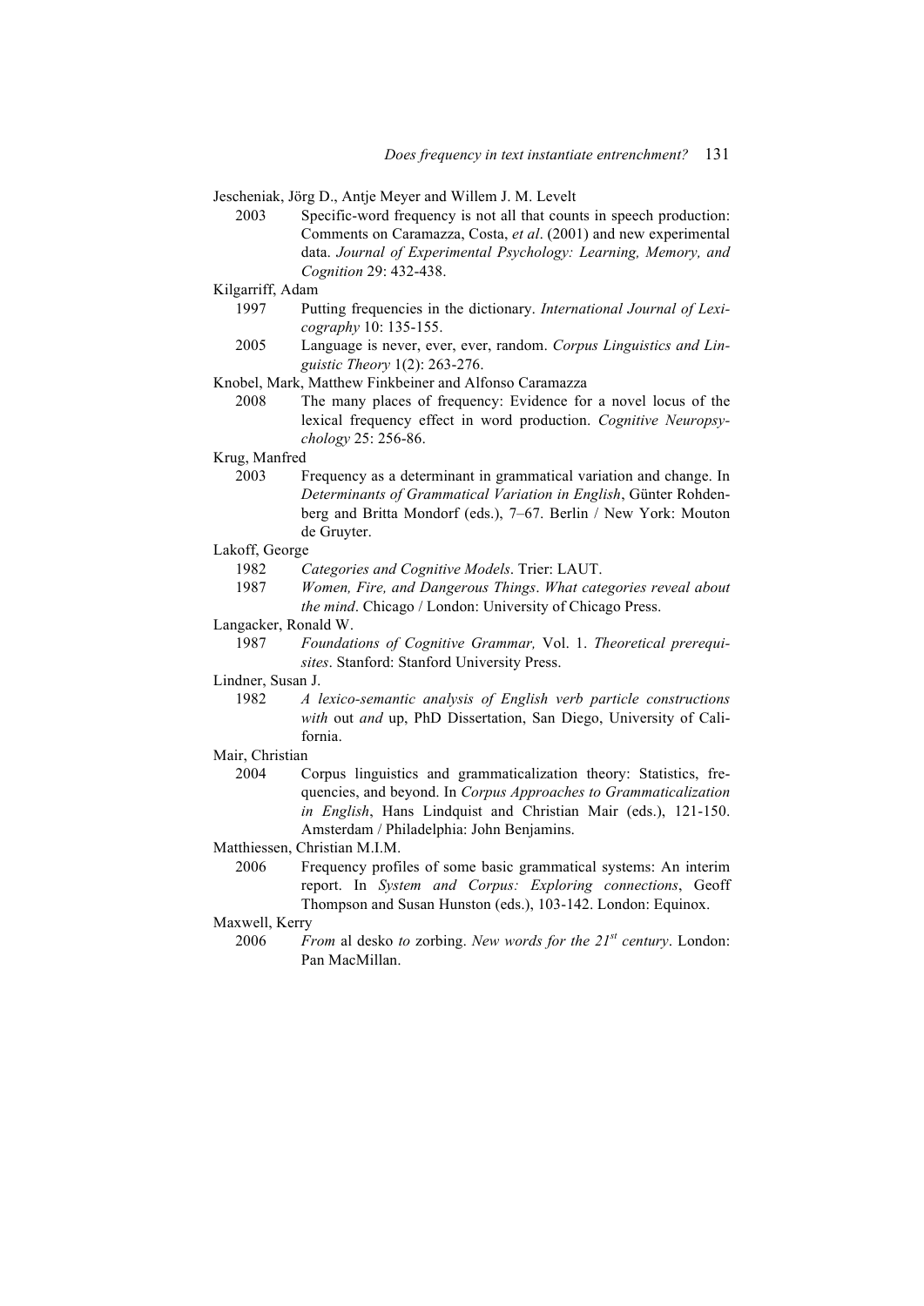Jescheniak, Jörg D., Antje Meyer and Willem J. M. Levelt

2003 Specific-word frequency is not all that counts in speech production: Comments on Caramazza, Costa, *et al*. (2001) and new experimental data. *Journal of Experimental Psychology: Learning, Memory, and Cognition* 29: 432-438.

Kilgarriff, Adam

1997 Putting frequencies in the dictionary. *International Journal of Lexicography* 10: 135-155.

2005 Language is never, ever, ever, random. *Corpus Linguistics and Linguistic Theory* 1(2): 263-276.

Knobel, Mark, Matthew Finkbeiner and Alfonso Caramazza

2008 The many places of frequency: Evidence for a novel locus of the lexical frequency effect in word production. *Cognitive Neuropsychology* 25: 256-86.

Krug, Manfred

2003 Frequency as a determinant in grammatical variation and change. In *Determinants of Grammatical Variation in English*, Günter Rohdenberg and Britta Mondorf (eds.), 7–67. Berlin / New York: Mouton de Gruyter.

Lakoff, George

1982 *Categories and Cognitive Models*. Trier: LAUT.

1987 *Women, Fire, and Dangerous Things*. *What categories reveal about the mind*. Chicago / London: University of Chicago Press.

Langacker, Ronald W.

1987 *Foundations of Cognitive Grammar,* Vol. 1. *Theoretical prerequisites*. Stanford: Stanford University Press.

Lindner, Susan J.

1982 *A lexico-semantic analysis of English verb particle constructions with* out *and* up, PhD Dissertation, San Diego, University of California.

Mair, Christian

2004 Corpus linguistics and grammaticalization theory: Statistics, frequencies, and beyond. In *Corpus Approaches to Grammaticalization in English*, Hans Lindquist and Christian Mair (eds.), 121-150. Amsterdam / Philadelphia: John Benjamins.

Matthiessen, Christian M.I.M.

2006 Frequency profiles of some basic grammatical systems: An interim report. In *System and Corpus: Exploring connections*, Geoff Thompson and Susan Hunston (eds.), 103-142. London: Equinox.

Maxwell, Kerry

2006 *From* al desko *to* zorbing. *New words for the 21st century*. London: Pan MacMillan.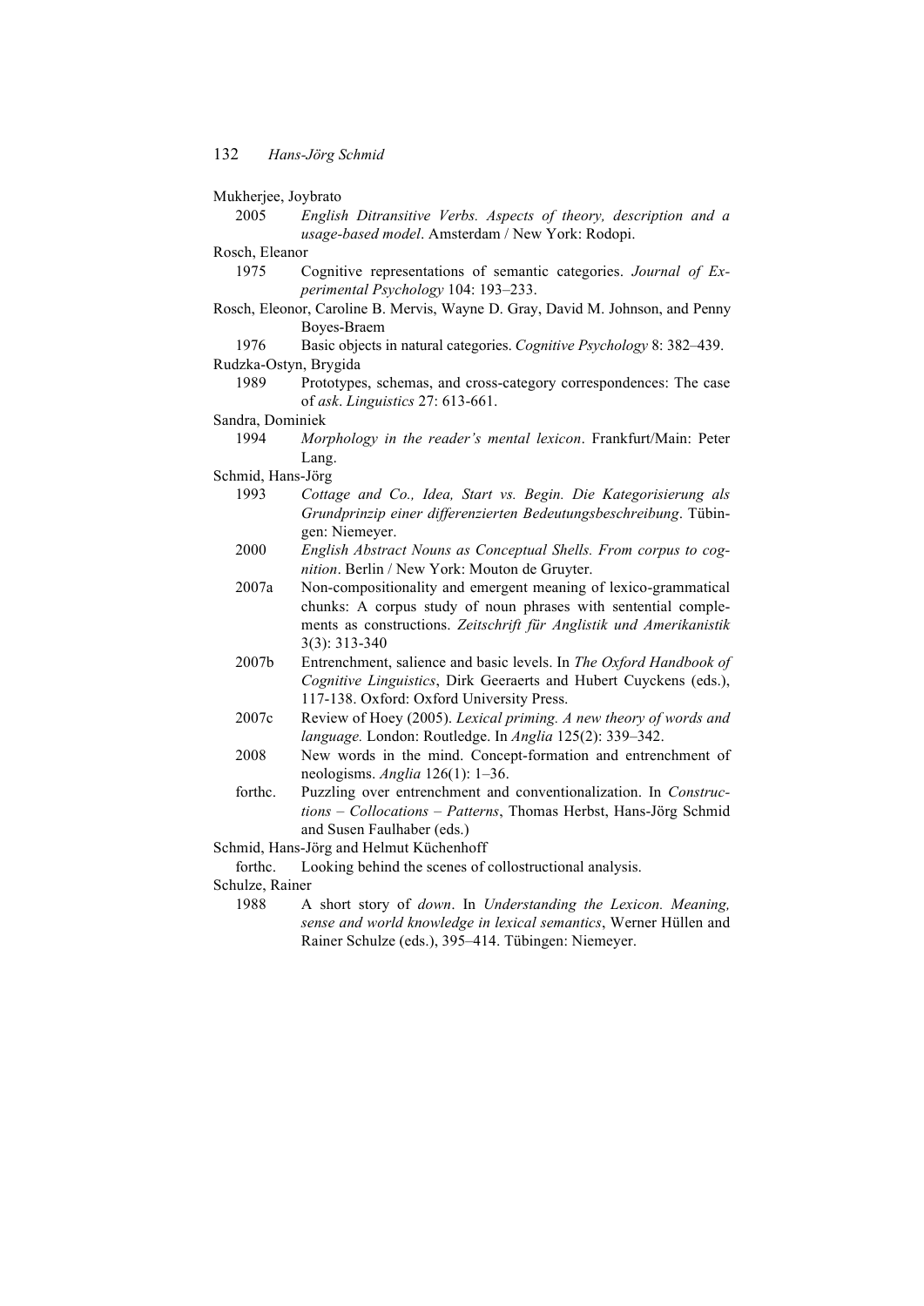Mukherjee, Joybrato

2005 *English Ditransitive Verbs. Aspects of theory, description and a usage-based model*. Amsterdam / New York: Rodopi.

Rosch, Eleanor

1975 Cognitive representations of semantic categories. *Journal of Experimental Psychology* 104: 193–233.

Rosch, Eleonor, Caroline B. Mervis, Wayne D. Gray, David M. Johnson, and Penny Boyes-Braem

1976 Basic objects in natural categories. *Cognitive Psychology* 8: 382–439.

Rudzka-Ostyn, Brygida

1989 Prototypes, schemas, and cross-category correspondences: The case of *ask*. *Linguistics* 27: 613-661.

Sandra, Dominiek

1994 *Morphology in the reader's mental lexicon*. Frankfurt/Main: Peter Lang.

Schmid, Hans-Jörg

1993 *Cottage and Co., Idea, Start vs. Begin. Die Kategorisierung als Grundprinzip einer differenzierten Bedeutungsbeschreibung*. Tübingen: Niemeyer.

2000 *English Abstract Nouns as Conceptual Shells. From corpus to cognition*. Berlin / New York: Mouton de Gruyter.

2007a Non-compositionality and emergent meaning of lexico-grammatical chunks: A corpus study of noun phrases with sentential complements as constructions. *Zeitschrift für Anglistik und Amerikanistik* 3(3): 313-340

2007b Entrenchment, salience and basic levels. In *The Oxford Handbook of Cognitive Linguistics*, Dirk Geeraerts and Hubert Cuyckens (eds.), 117-138. Oxford: Oxford University Press.

2007c Review of Hoey (2005). *Lexical priming. A new theory of words and language.* London: Routledge. In *Anglia* 125(2): 339–342.

2008 New words in the mind. Concept-formation and entrenchment of neologisms. *Anglia* 126(1): 1–36.

forthc. Puzzling over entrenchment and conventionalization. In *Constructions – Collocations – Patterns*, Thomas Herbst, Hans-Jörg Schmid and Susen Faulhaber (eds.)

Schmid, Hans-Jörg and Helmut Küchenhoff

forthc. Looking behind the scenes of collostructional analysis.

Schulze, Rainer

1988 A short story of *down*. In *Understanding the Lexicon. Meaning, sense and world knowledge in lexical semantics*, Werner Hüllen and Rainer Schulze (eds.), 395–414. Tübingen: Niemeyer.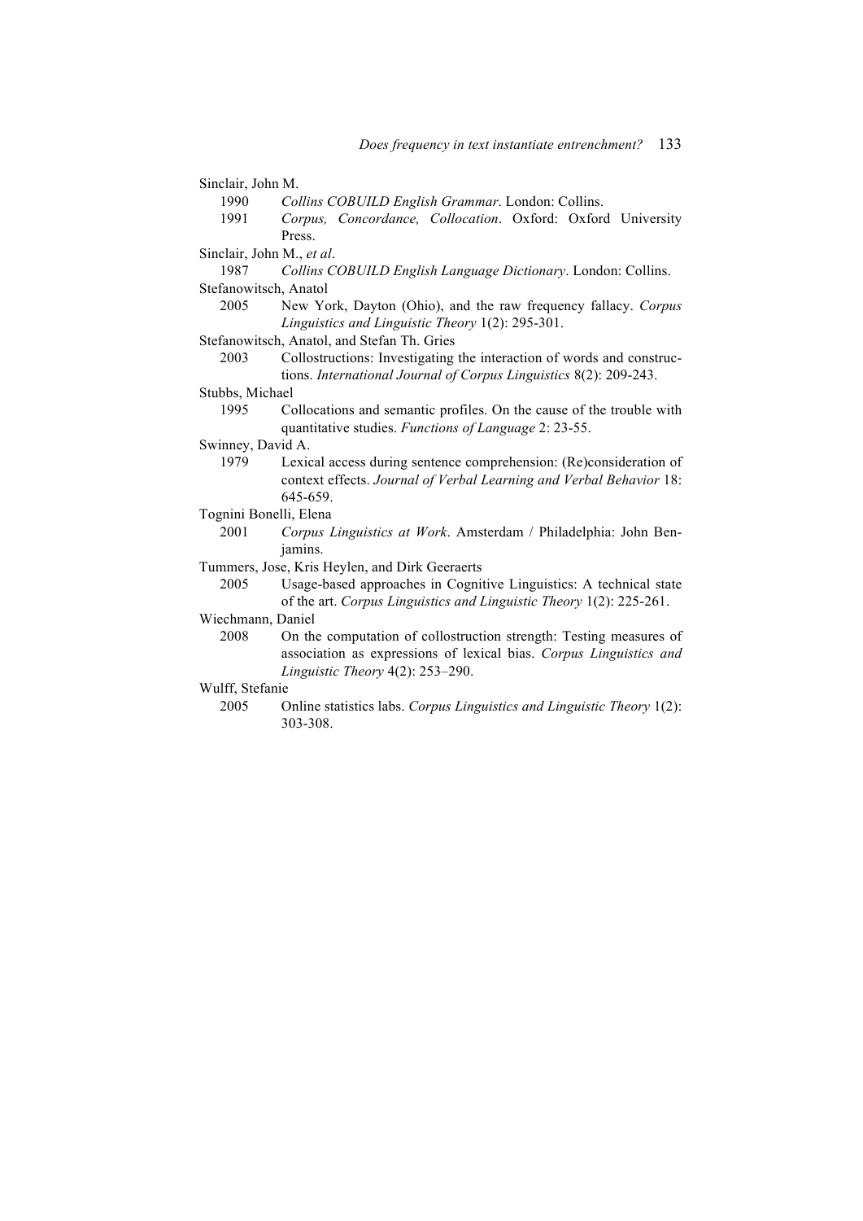Sinclair, John M.

1990 *Collins COBUILD English Grammar*. London: Collins.

1991 *Corpus, Concordance, Collocation*. Oxford: Oxford University Press.

Sinclair, John M., *et al*.

1987 *Collins COBUILD English Language Dictionary*. London: Collins.

Stefanowitsch, Anatol

2005 New York, Dayton (Ohio), and the raw frequency fallacy. *Corpus Linguistics and Linguistic Theory* 1(2): 295-301.

Stefanowitsch, Anatol, and Stefan Th. Gries

2003 Collostructions: Investigating the interaction of words and constructions. *International Journal of Corpus Linguistics* 8(2): 209-243.

Stubbs, Michael

1995 Collocations and semantic profiles. On the cause of the trouble with quantitative studies. *Functions of Language* 2: 23-55.

Swinney, David A.

1979 Lexical access during sentence comprehension: (Re)consideration of context effects. *Journal of Verbal Learning and Verbal Behavior* 18: 645-659.

Tognini Bonelli, Elena

2001 *Corpus Linguistics at Work*. Amsterdam / Philadelphia: John Benjamins.

Tummers, Jose, Kris Heylen, and Dirk Geeraerts

2005 Usage-based approaches in Cognitive Linguistics: A technical state of the art. *Corpus Linguistics and Linguistic Theory* 1(2): 225-261.

Wiechmann, Daniel

2008 On the computation of collostruction strength: Testing measures of association as expressions of lexical bias. *Corpus Linguistics and Linguistic Theory* 4(2): 253–290.

Wulff, Stefanie

2005 Online statistics labs. *Corpus Linguistics and Linguistic Theory* 1(2): 303-308.